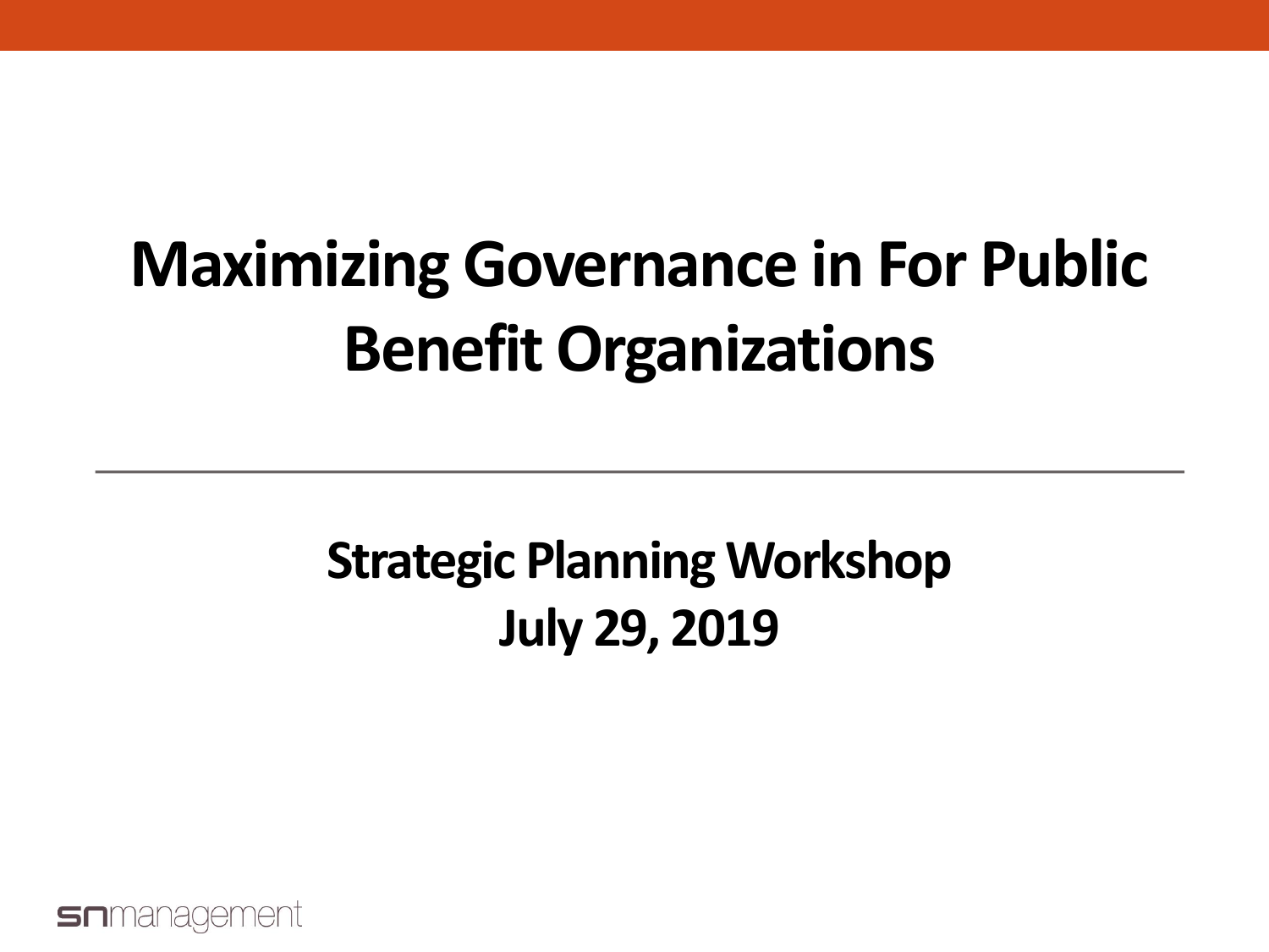# Maximizing Governance in For Public Benefit Organizations

## Strategic Planning Workshop
## July 29, 2019

snmanagement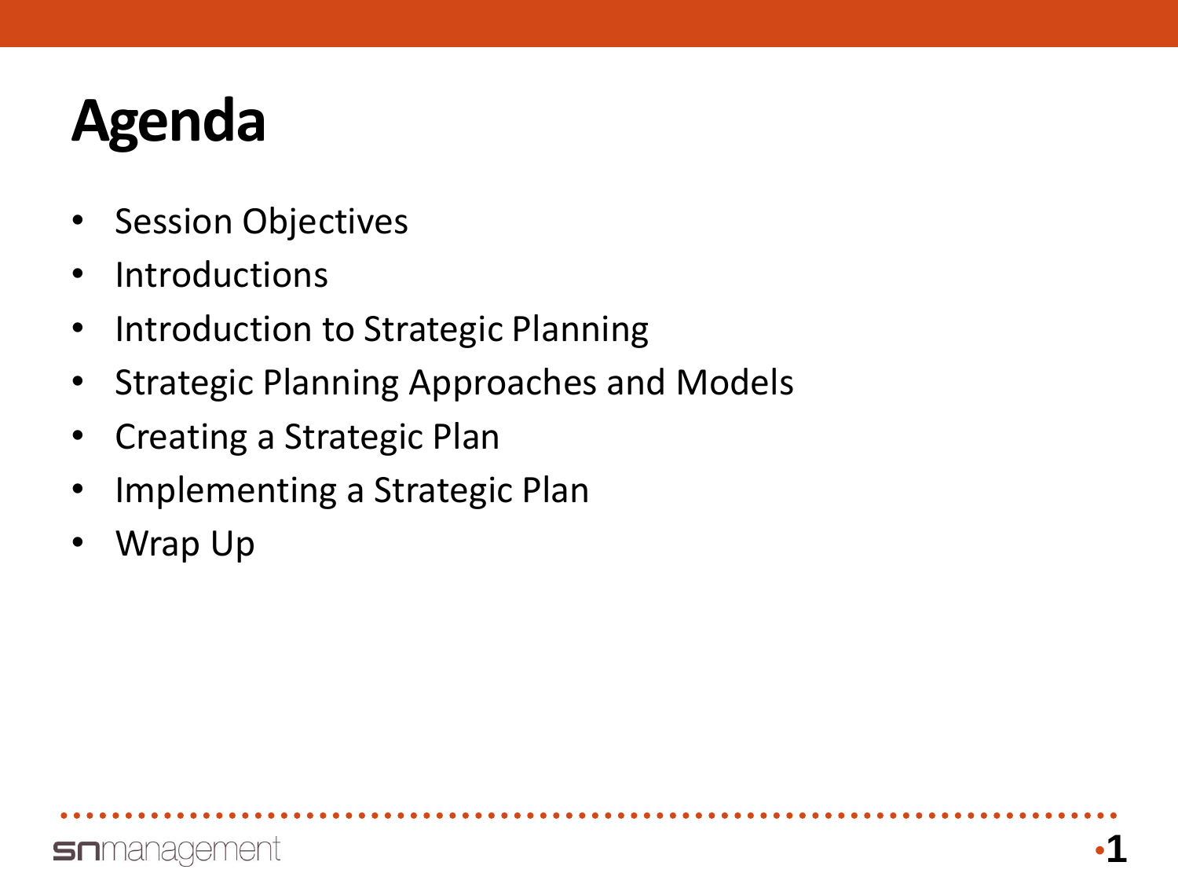# Agenda

- Session Objectives
- Introductions
- Introduction to Strategic Planning
- Strategic Planning Approaches and Models
- Creating a Strategic Plan
- Implementing a Strategic Plan
- Wrap Up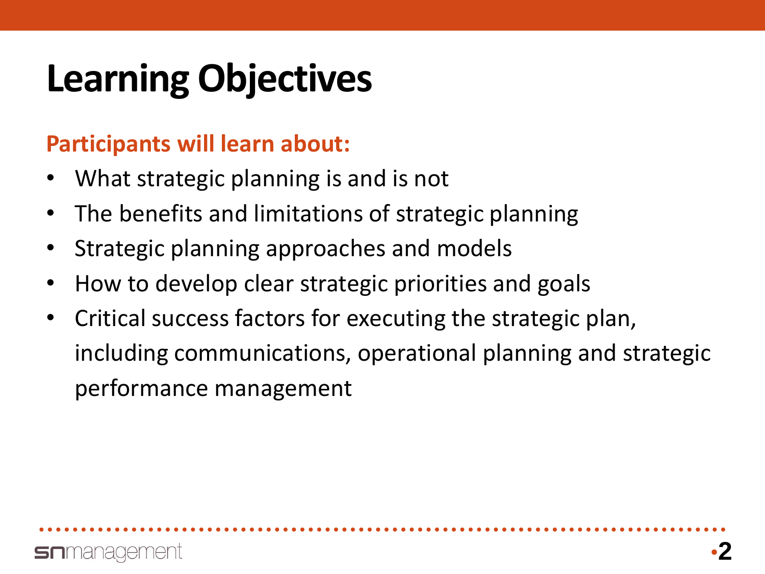# Learning Objectives

**Participants will learn about:**

- What strategic planning is and is not
- The benefits and limitations of strategic planning
- Strategic planning approaches and models
- How to develop clear strategic priorities and goals
- Critical success factors for executing the strategic plan, including communications, operational planning and strategic performance management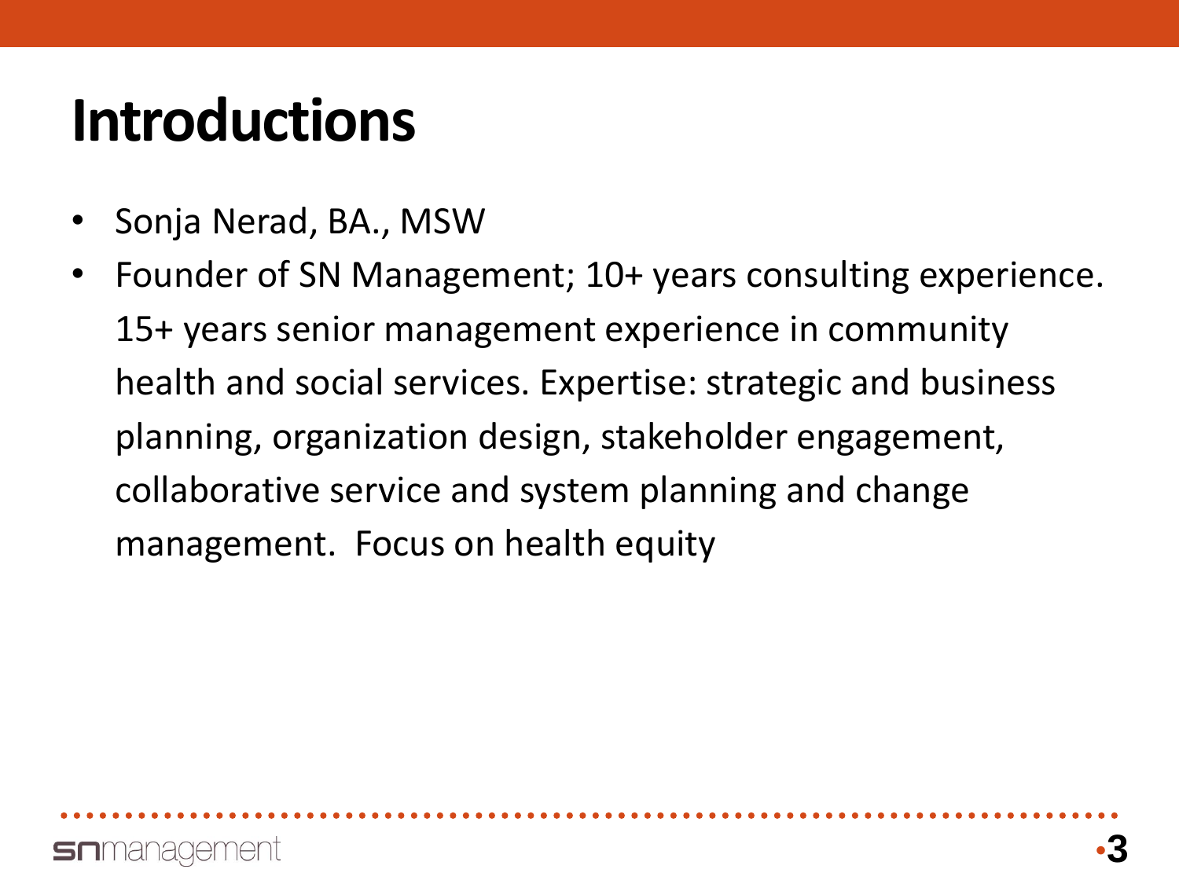# Introductions

- Sonja Nerad, BA., MSW
- Founder of SN Management; 10+ years consulting experience. 15+ years senior management experience in community health and social services. Expertise: strategic and business planning, organization design, stakeholder engagement, collaborative service and system planning and change management. Focus on health equity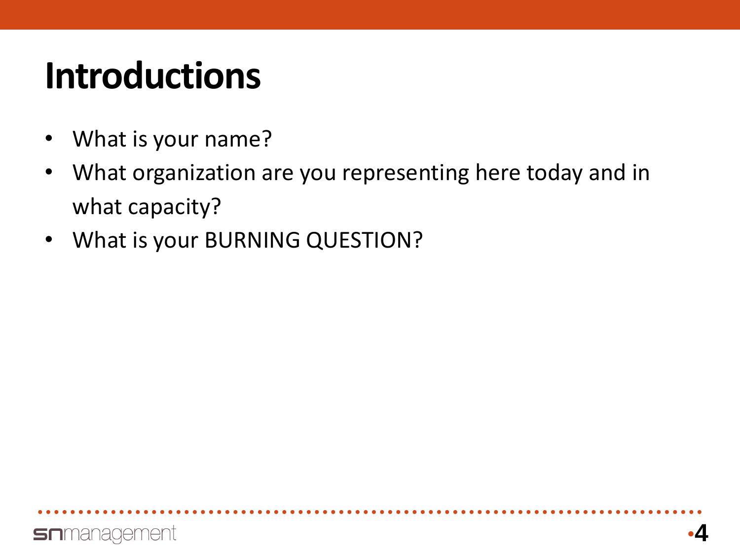# Introductions

- What is your name?
- What organization are you representing here today and in what capacity?
- What is your BURNING QUESTION?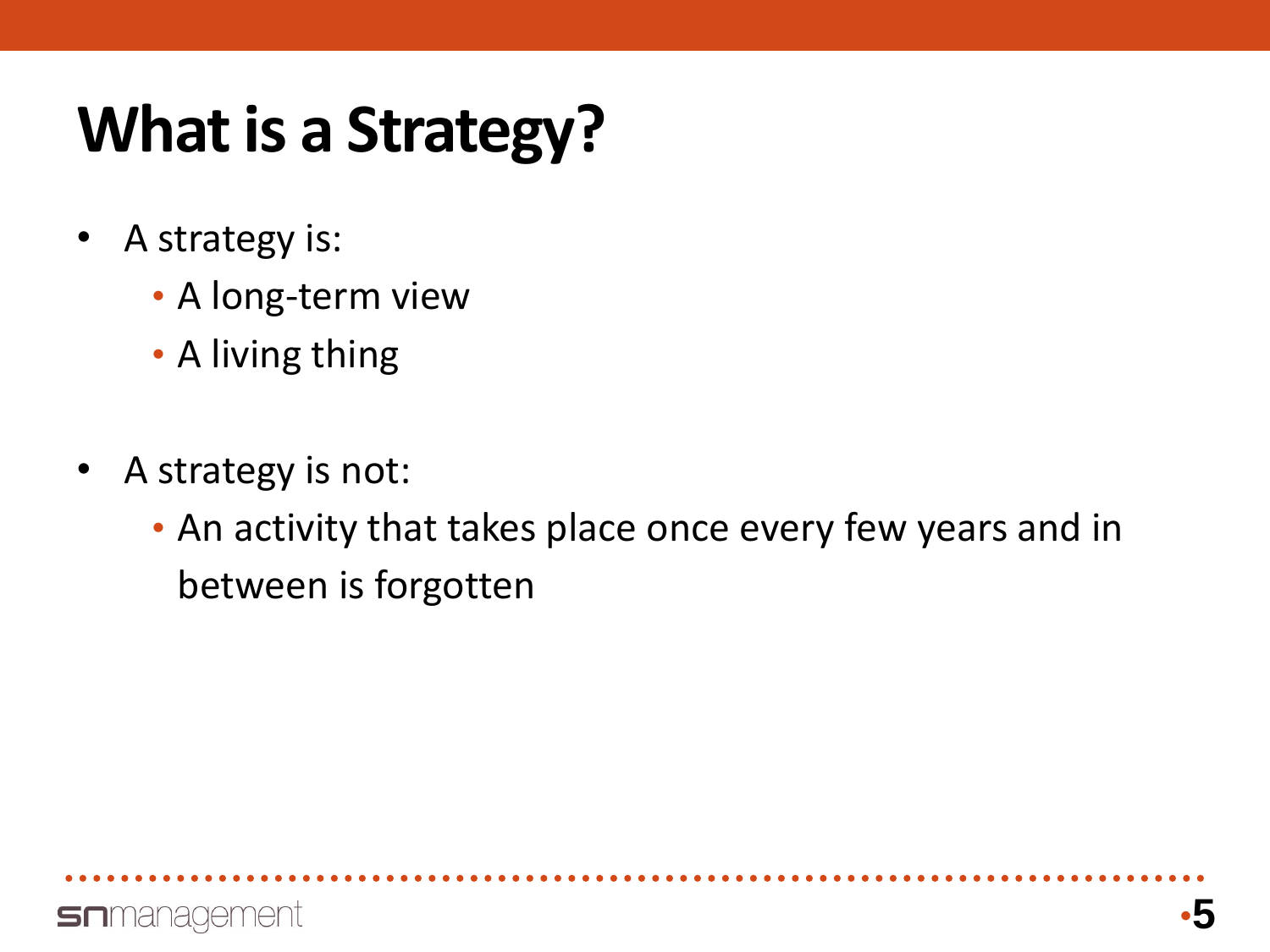# What is a Strategy?

- A strategy is:
  - A long-term view
  - A living thing

- A strategy is not:
  - An activity that takes place once every few years and in between is forgotten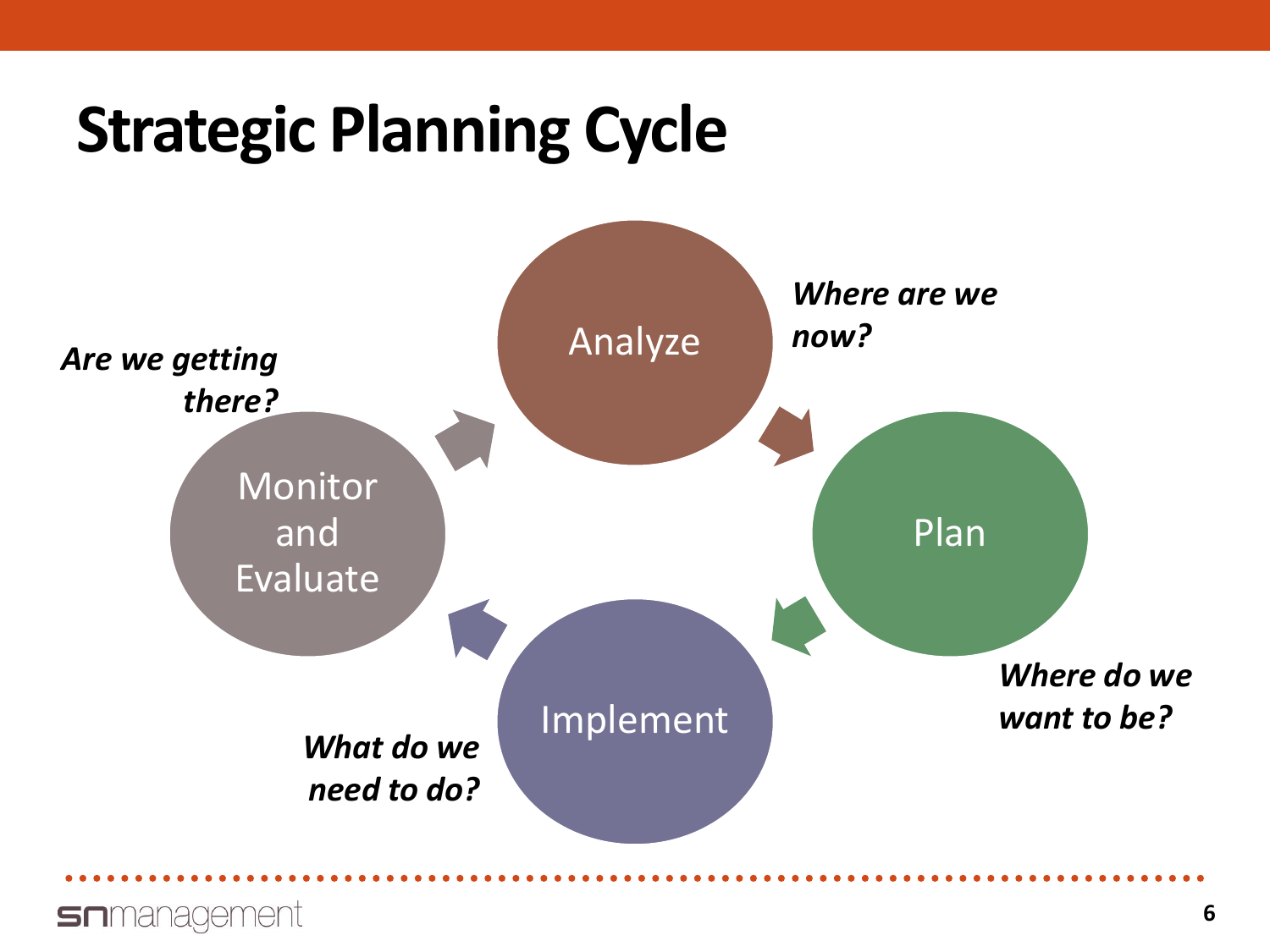# Strategic Planning Cycle

**Analyze** — *Where are we now?*

**Plan** — *Where do we want to be?*

**Implement** — *What do we need to do?*

**Monitor and Evaluate** — *Are we getting there?*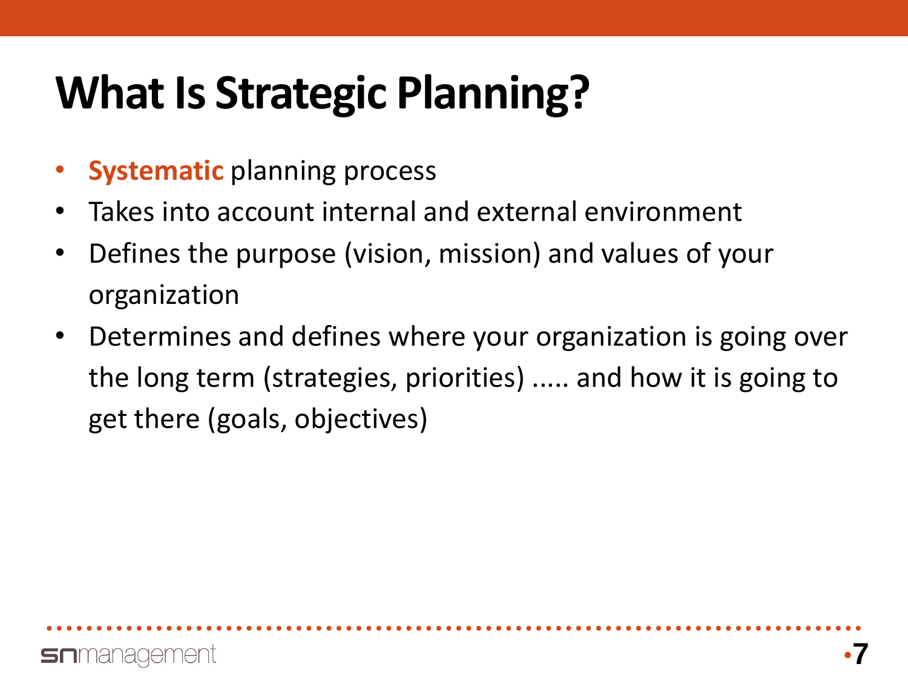# What Is Strategic Planning?

- **Systematic** planning process
- Takes into account internal and external environment
- Defines the purpose (vision, mission) and values of your organization
- Determines and defines where your organization is going over the long term (strategies, priorities) ..... and how it is going to get there (goals, objectives)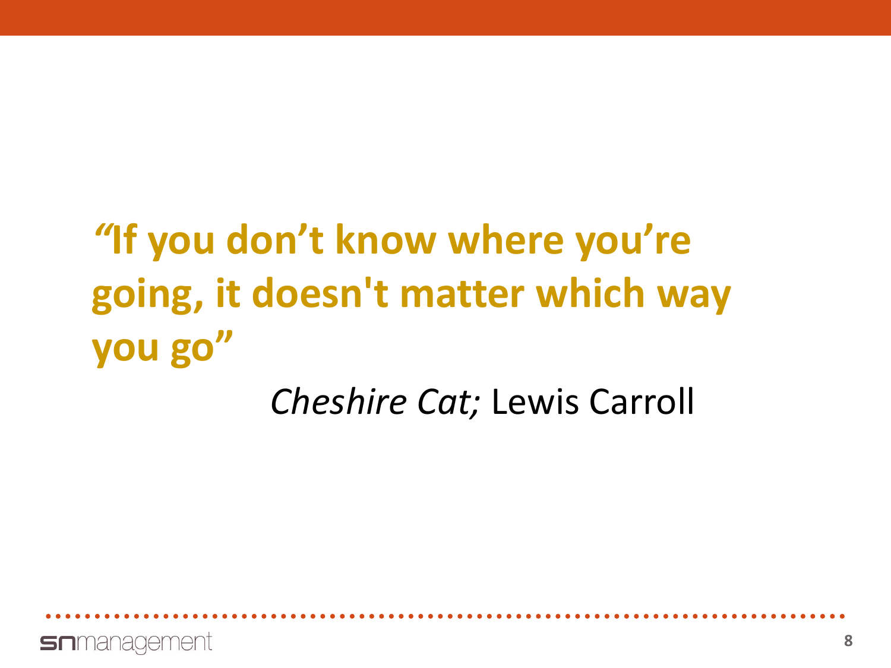**"If you don't know where you're going, it doesn't matter which way you go"**

*Cheshire Cat;* Lewis Carroll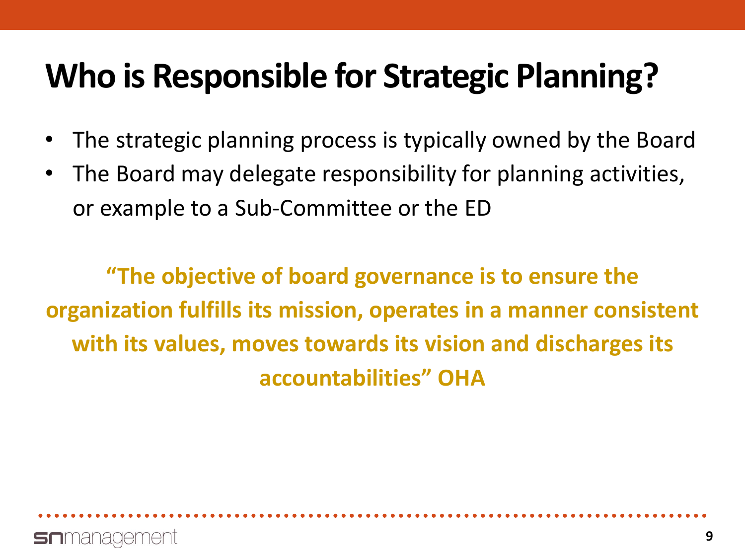# Who is Responsible for Strategic Planning?

- The strategic planning process is typically owned by the Board
- The Board may delegate responsibility for planning activities, or example to a Sub-Committee or the ED

**"The objective of board governance is to ensure the organization fulfills its mission, operates in a manner consistent with its values, moves towards its vision and discharges its accountabilities" OHA**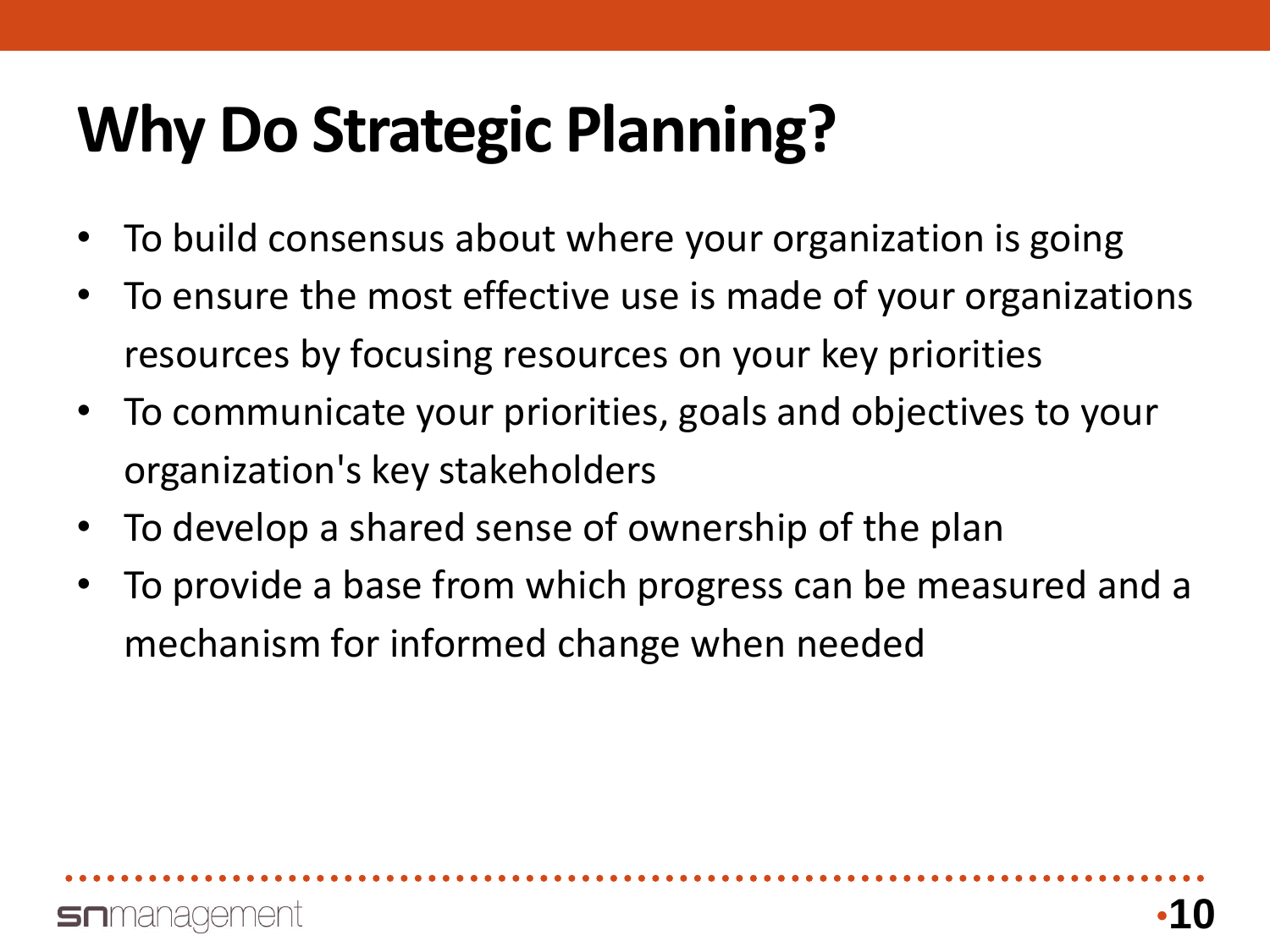# Why Do Strategic Planning?

- To build consensus about where your organization is going
- To ensure the most effective use is made of your organizations resources by focusing resources on your key priorities
- To communicate your priorities, goals and objectives to your organization's key stakeholders
- To develop a shared sense of ownership of the plan
- To provide a base from which progress can be measured and a mechanism for informed change when needed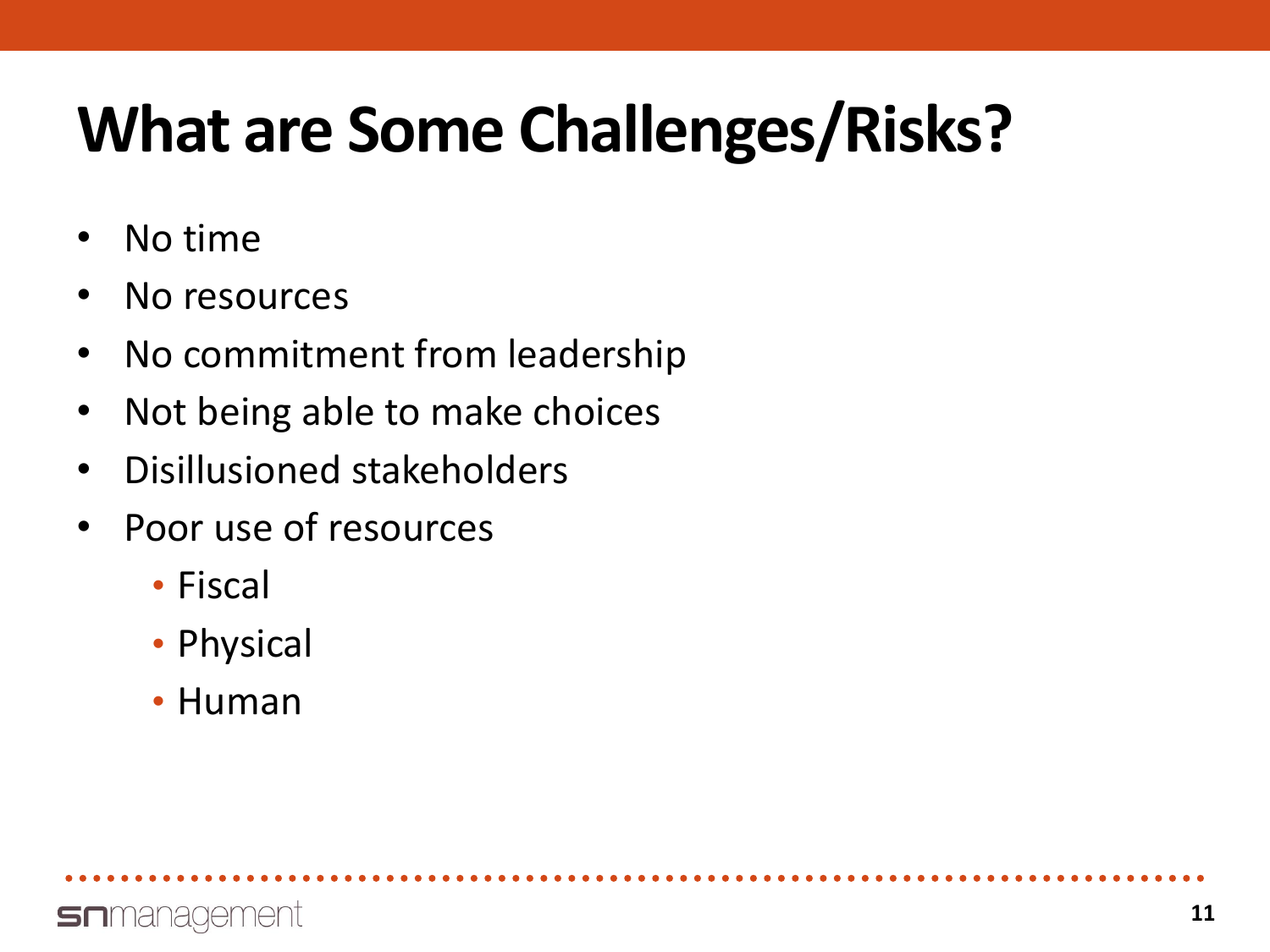# What are Some Challenges/Risks?

- No time
- No resources
- No commitment from leadership
- Not being able to make choices
- Disillusioned stakeholders
- Poor use of resources
  - Fiscal
  - Physical
  - Human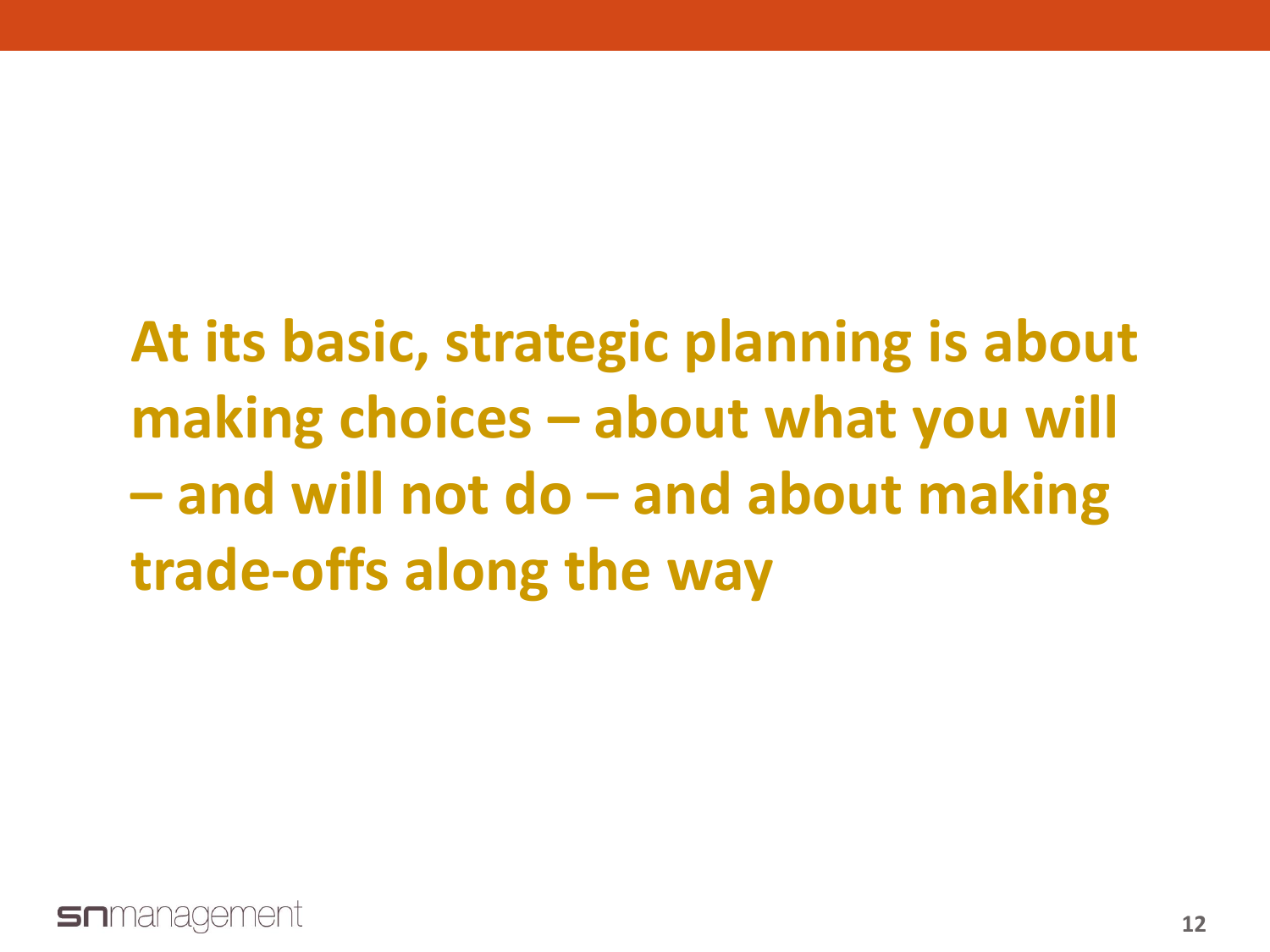**At its basic, strategic planning is about making choices – about what you will – and will not do – and about making trade-offs along the way**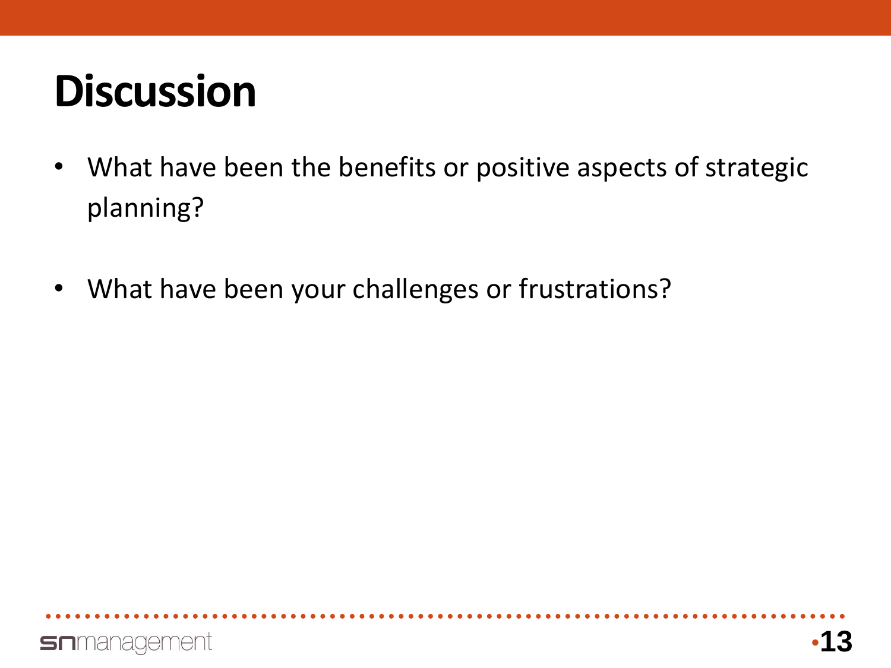# Discussion

- What have been the benefits or positive aspects of strategic planning?
- What have been your challenges or frustrations?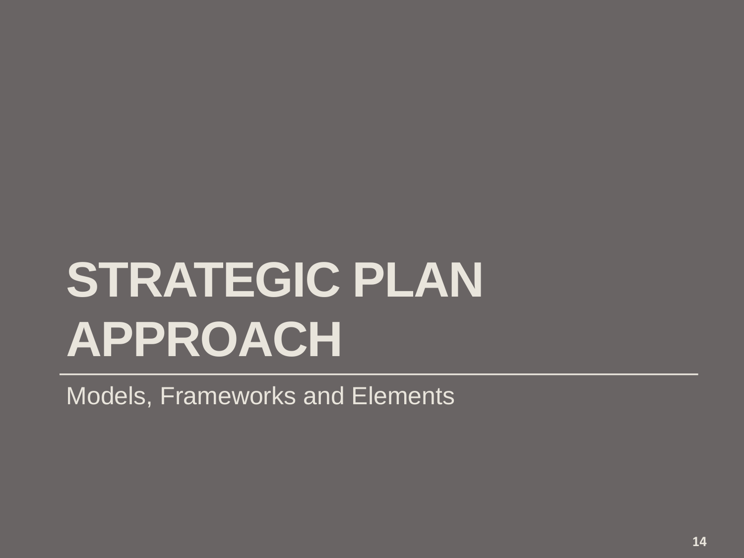# STRATEGIC PLAN APPROACH

Models, Frameworks and Elements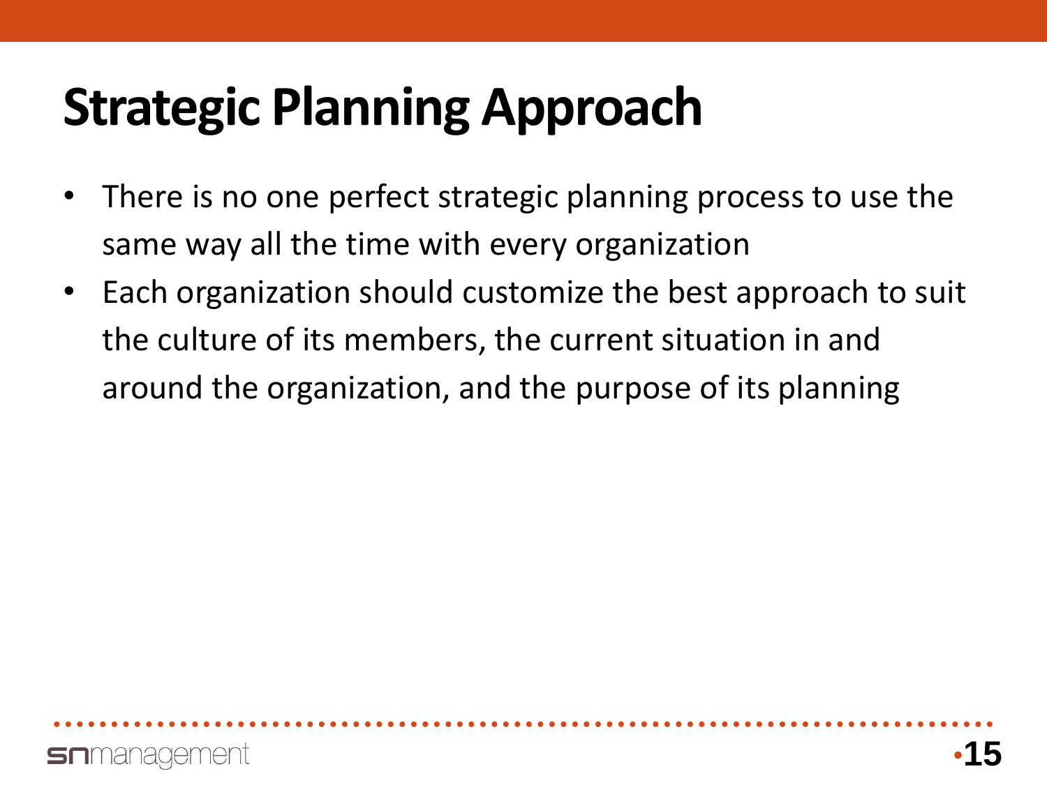# Strategic Planning Approach

- There is no one perfect strategic planning process to use the same way all the time with every organization
- Each organization should customize the best approach to suit the culture of its members, the current situation in and around the organization, and the purpose of its planning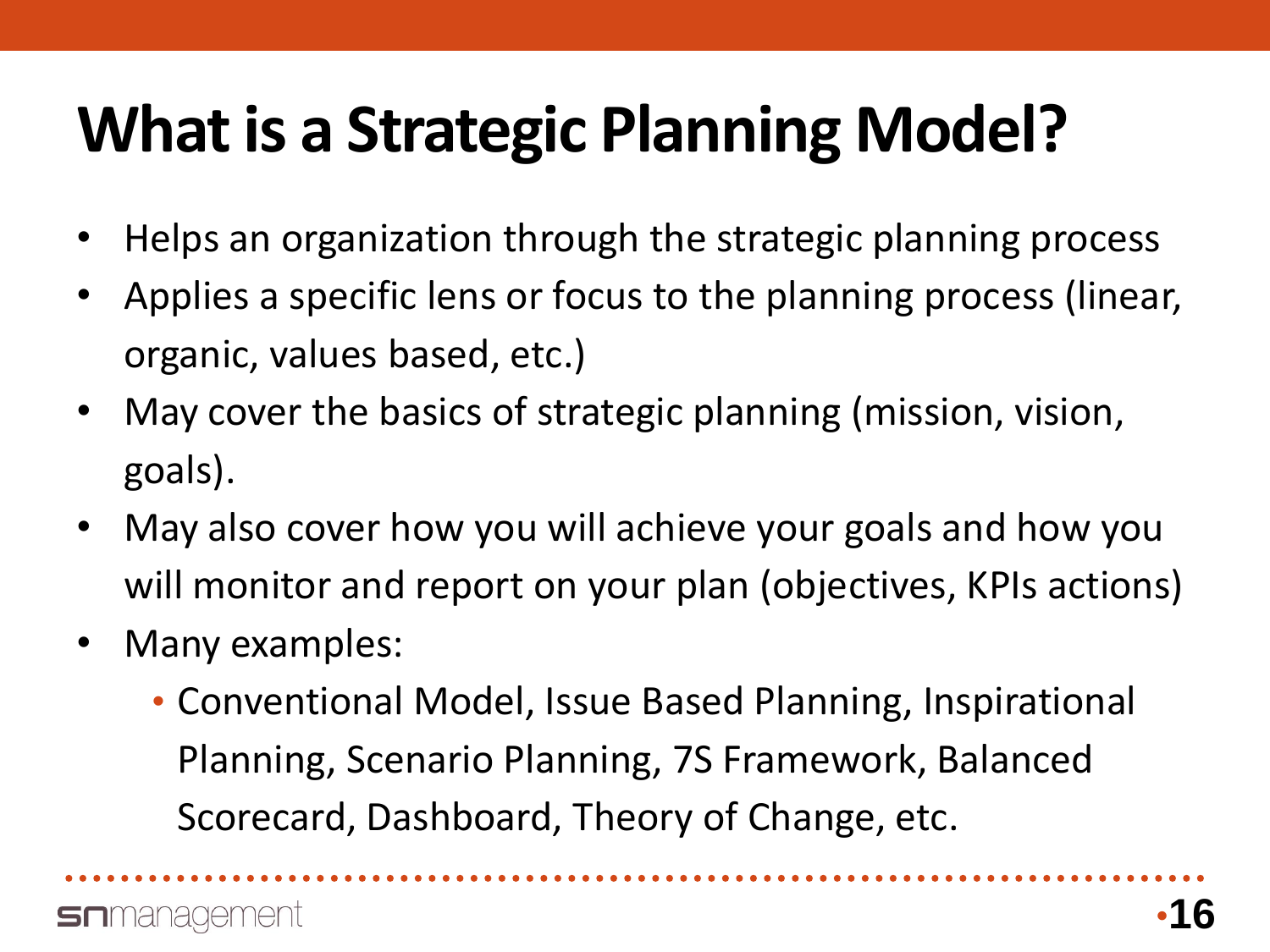# What is a Strategic Planning Model?

- Helps an organization through the strategic planning process
- Applies a specific lens or focus to the planning process (linear, organic, values based, etc.)
- May cover the basics of strategic planning (mission, vision, goals).
- May also cover how you will achieve your goals and how you will monitor and report on your plan (objectives, KPIs actions)
- Many examples:
  - Conventional Model, Issue Based Planning, Inspirational Planning, Scenario Planning, 7S Framework, Balanced Scorecard, Dashboard, Theory of Change, etc.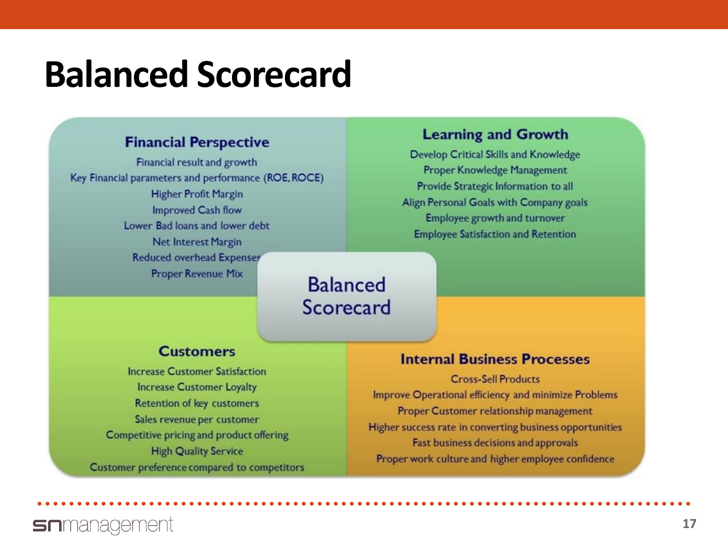# Balanced Scorecard

### Financial Perspective

- Financial result and growth
- Key Financial parameters and performance (ROE, ROCE)
- Higher Profit Margin
- Improved Cash flow
- Lower Bad loans and lower debt
- Net Interest Margin
- Reduced overhead Expenses
- Proper Revenue Mix

### Learning and Growth

- Develop Critical Skills and Knowledge
- Proper Knowledge Management
- Provide Strategic Information to all
- Align Personal Goals with Company goals
- Employee growth and turnover
- Employee Satisfaction and Retention

## Balanced Scorecard

### Customers

- Increase Customer Satisfaction
- Increase Customer Loyalty
- Retention of key customers
- Sales revenue per customer
- Competitive pricing and product offering
- High Quality Service
- Customer preference compared to competitors

### Internal Business Processes

- Cross-Sell Products
- Improve Operational efficiency and minimize Problems
- Proper Customer relationship management
- Higher success rate in converting business opportunities
- Fast business decisions and approvals
- Proper work culture and higher employee confidence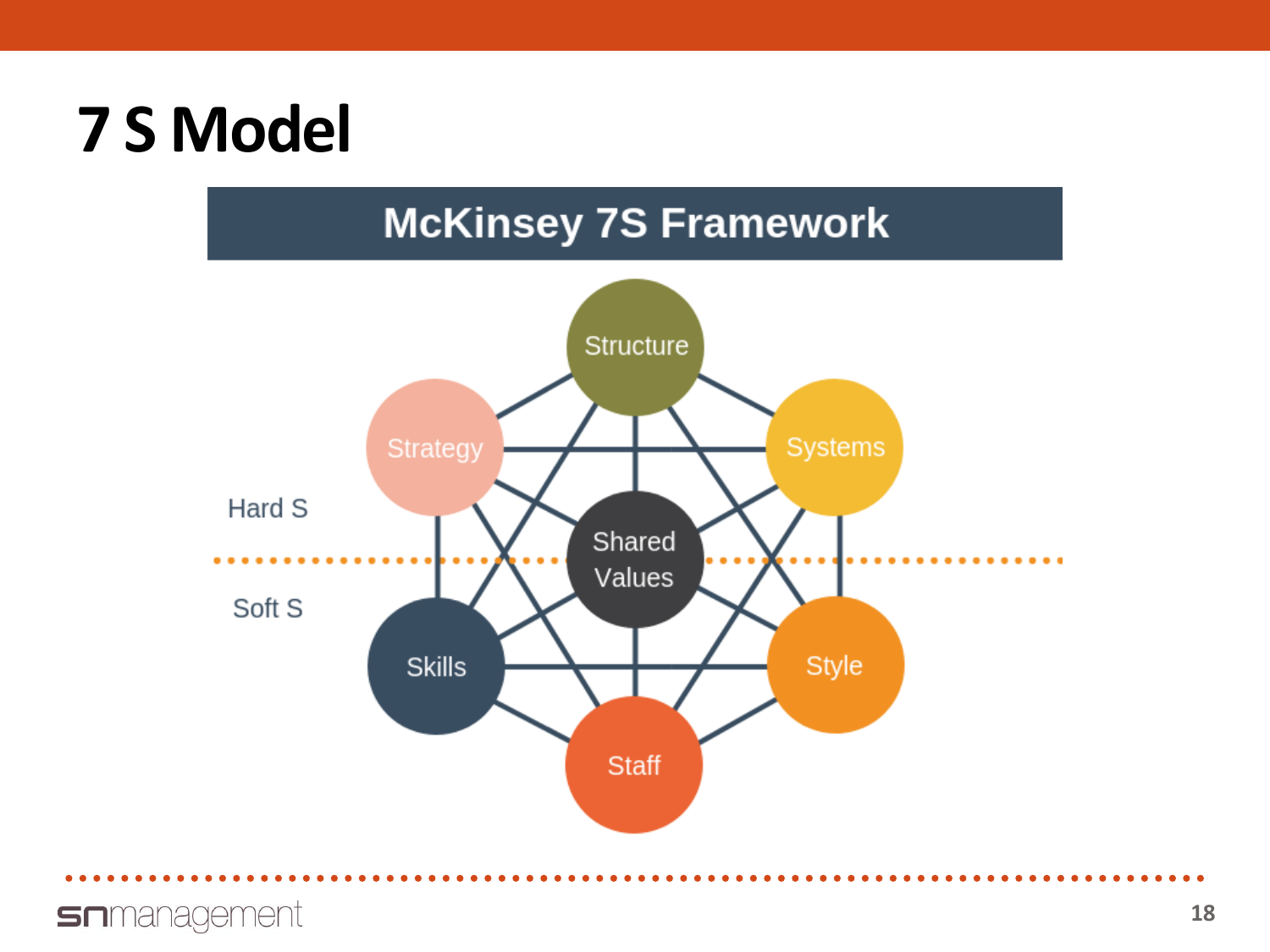# 7 S Model

## McKinsey 7S Framework

Structure

Strategy

Systems

Shared Values

Skills

Style

Staff

Hard S

Soft S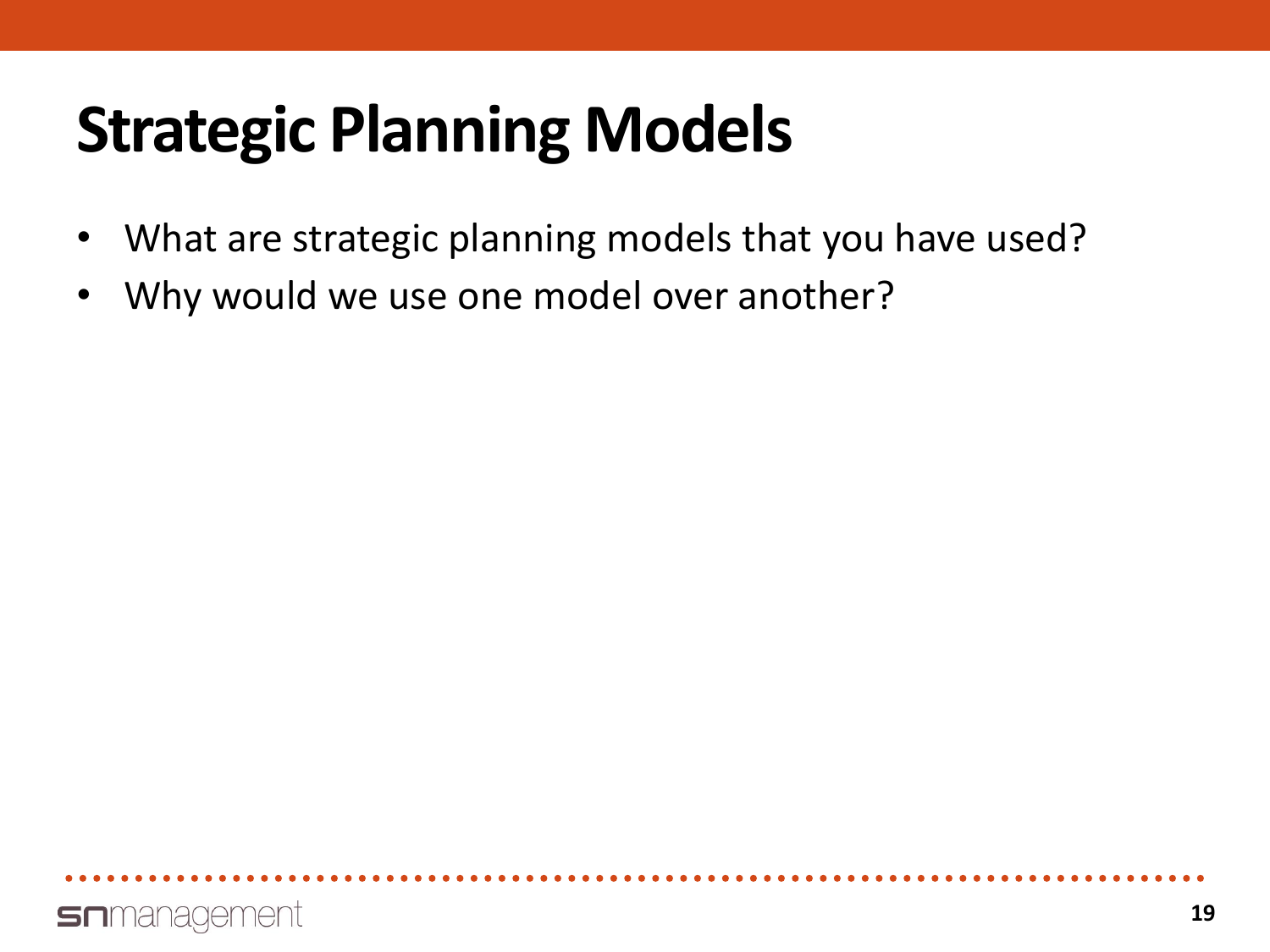# Strategic Planning Models

- What are strategic planning models that you have used?
- Why would we use one model over another?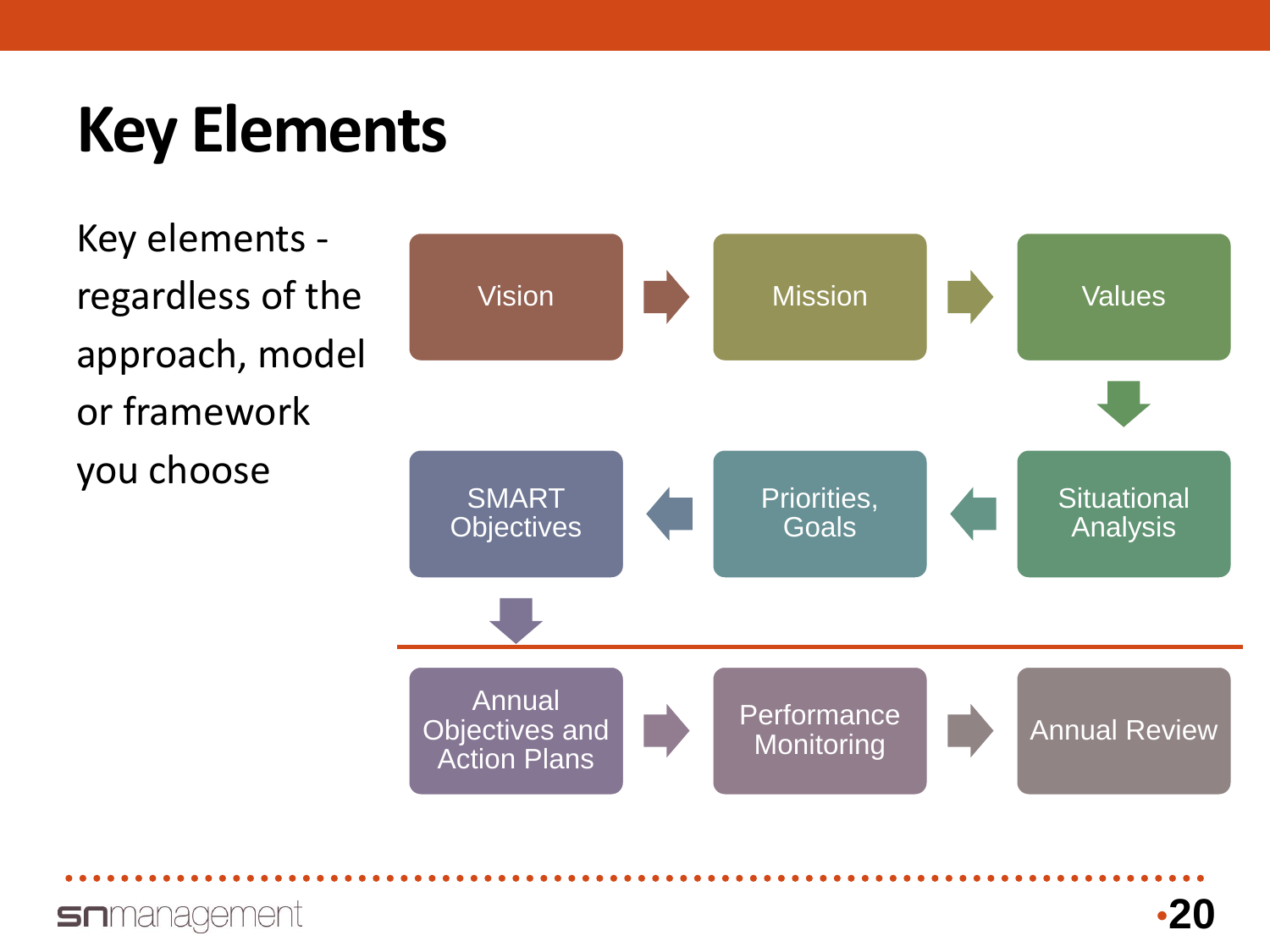# Key Elements

Key elements - regardless of the approach, model or framework you choose

- Vision
- Mission
- Values
- Situational Analysis
- Priorities, Goals
- SMART Objectives
- Annual Objectives and Action Plans
- Performance Monitoring
- Annual Review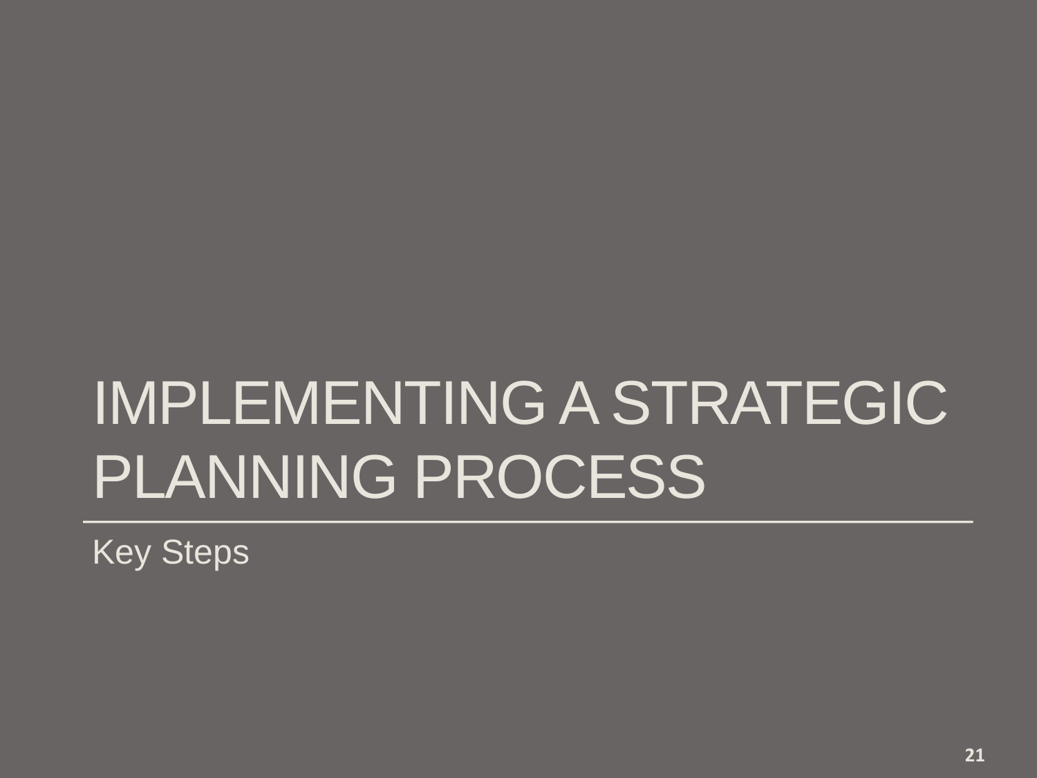# IMPLEMENTING A STRATEGIC PLANNING PROCESS

Key Steps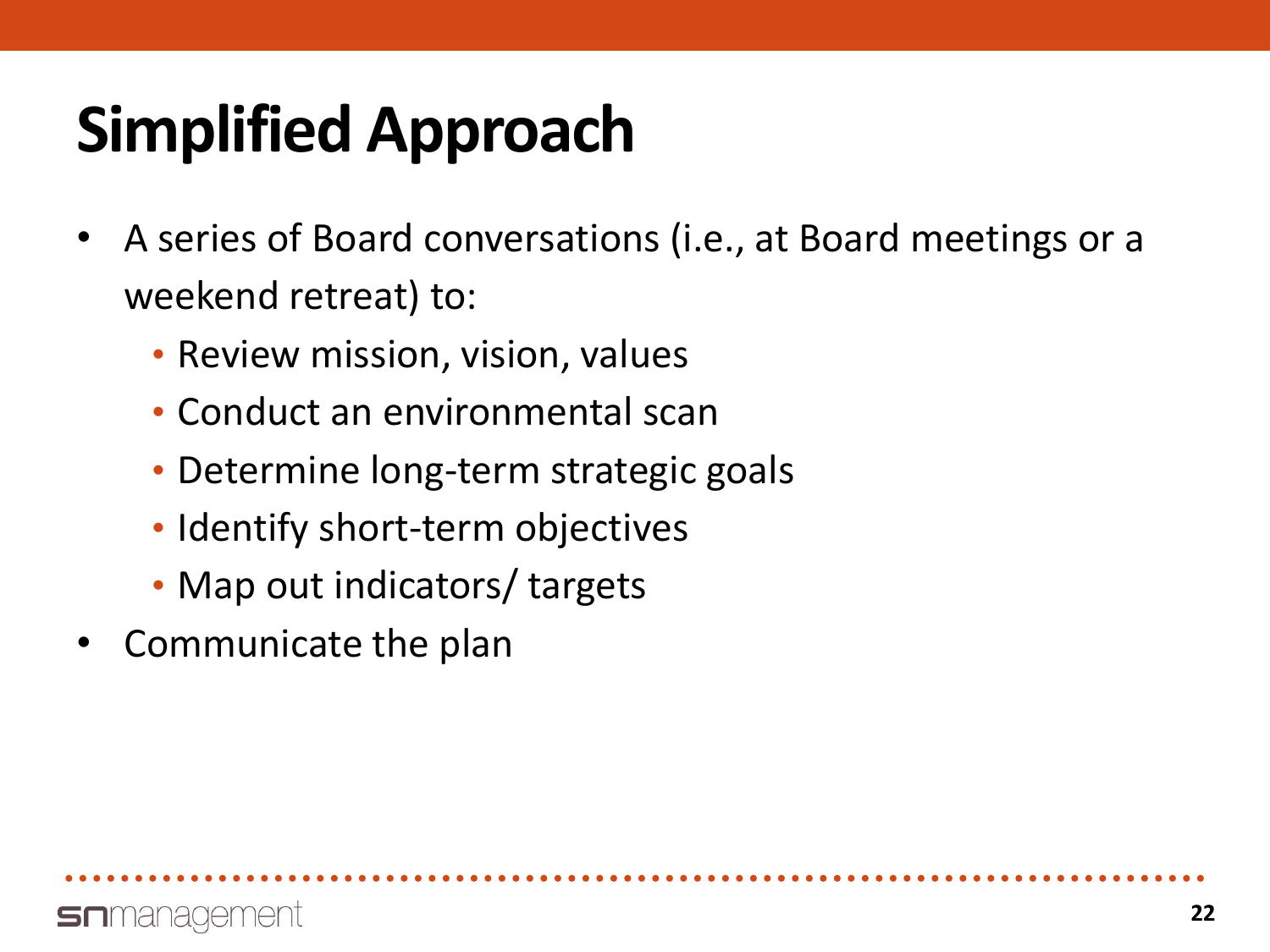# Simplified Approach

- A series of Board conversations (i.e., at Board meetings or a weekend retreat) to:
  - Review mission, vision, values
  - Conduct an environmental scan
  - Determine long-term strategic goals
  - Identify short-term objectives
  - Map out indicators/ targets
- Communicate the plan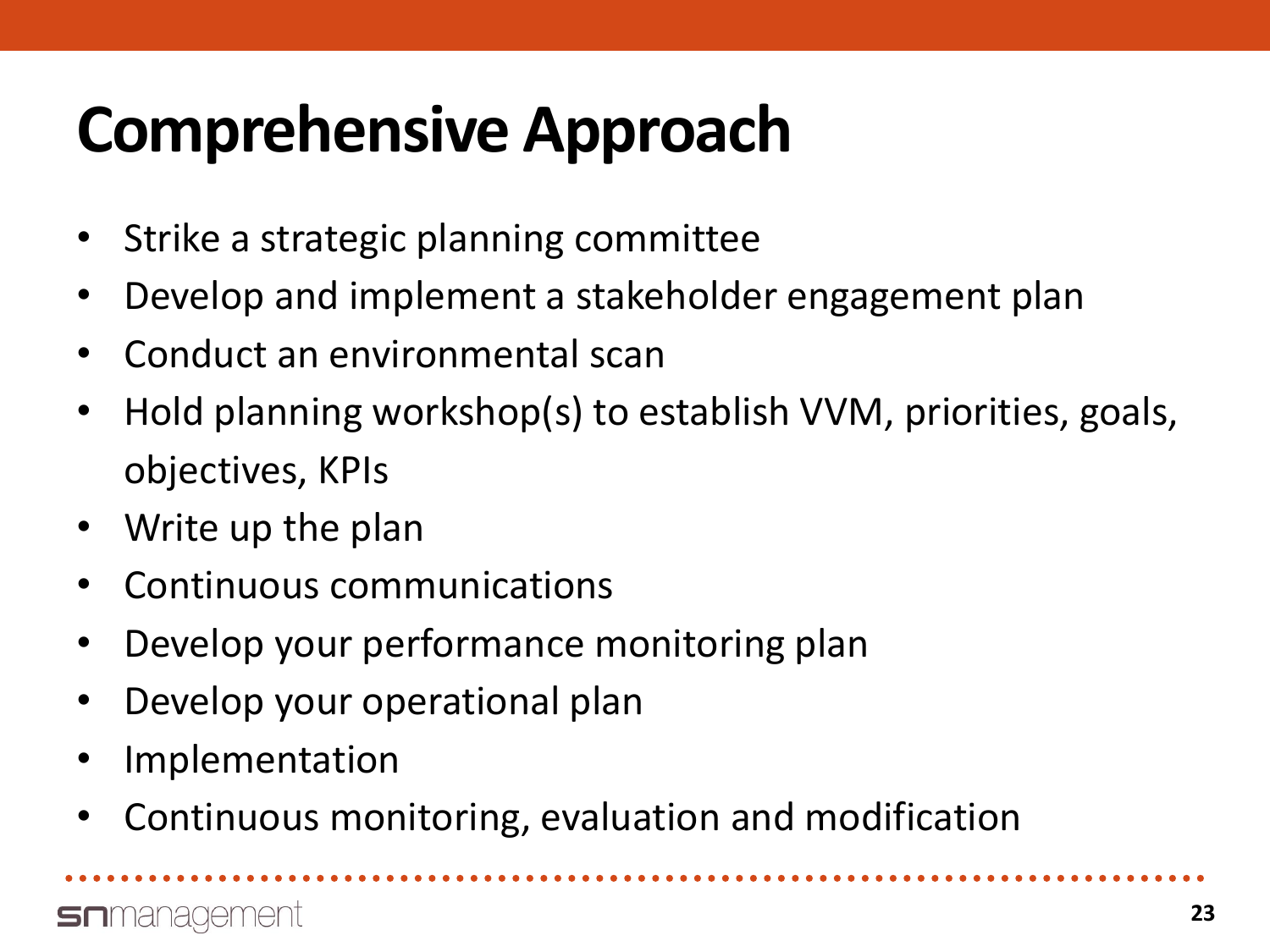# Comprehensive Approach

- Strike a strategic planning committee
- Develop and implement a stakeholder engagement plan
- Conduct an environmental scan
- Hold planning workshop(s) to establish VVM, priorities, goals, objectives, KPIs
- Write up the plan
- Continuous communications
- Develop your performance monitoring plan
- Develop your operational plan
- Implementation
- Continuous monitoring, evaluation and modification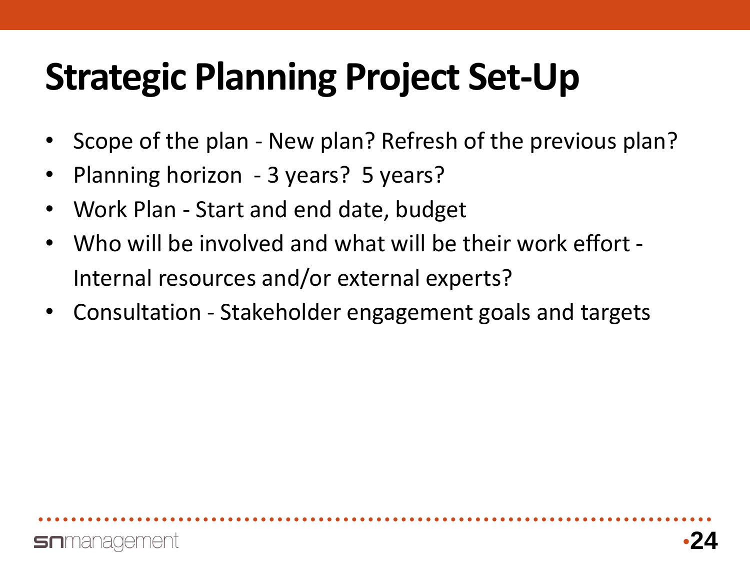# Strategic Planning Project Set-Up

- Scope of the plan - New plan? Refresh of the previous plan?
- Planning horizon - 3 years? 5 years?
- Work Plan - Start and end date, budget
- Who will be involved and what will be their work effort - Internal resources and/or external experts?
- Consultation - Stakeholder engagement goals and targets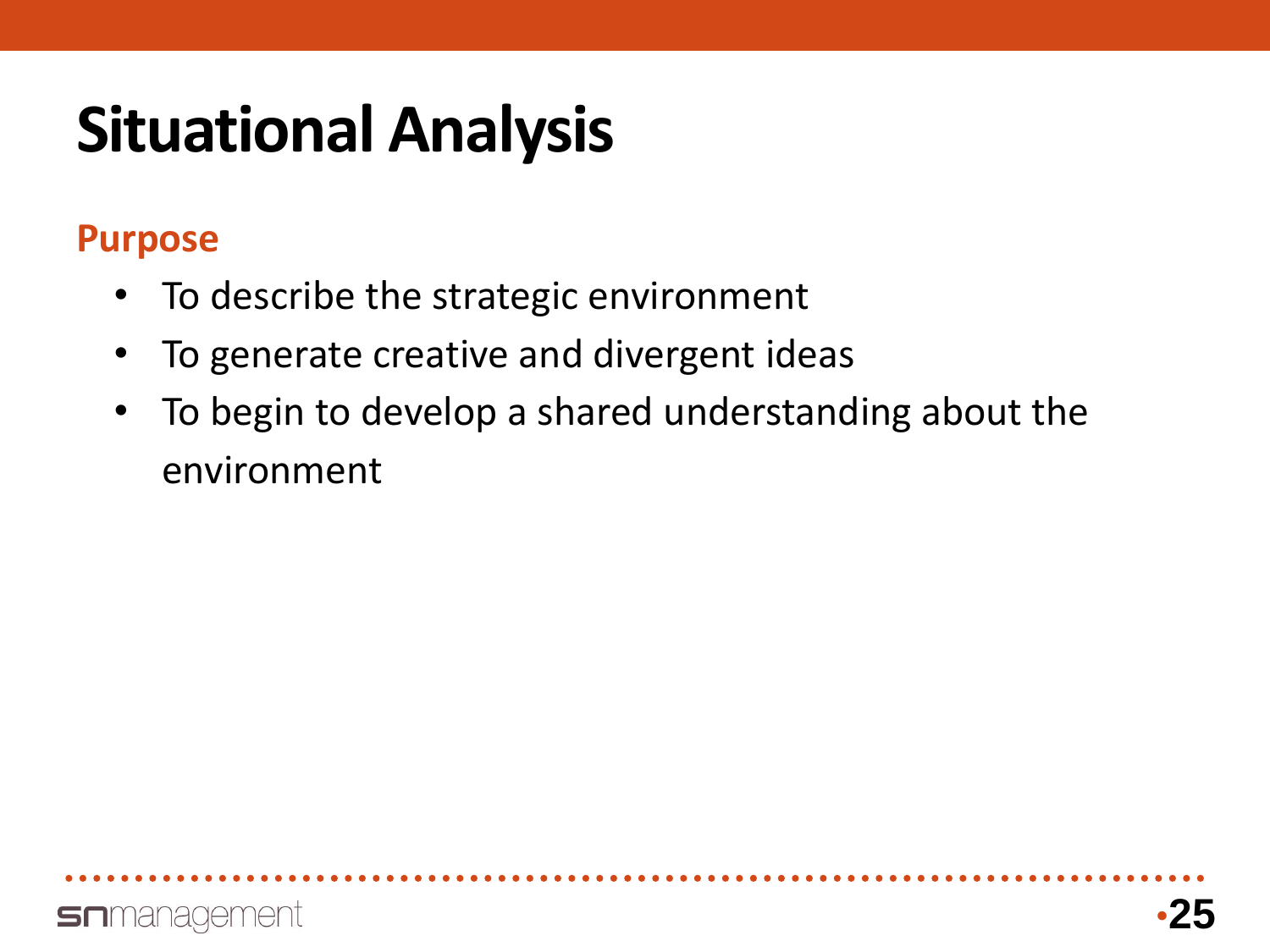# Situational Analysis

**Purpose**

- To describe the strategic environment
- To generate creative and divergent ideas
- To begin to develop a shared understanding about the environment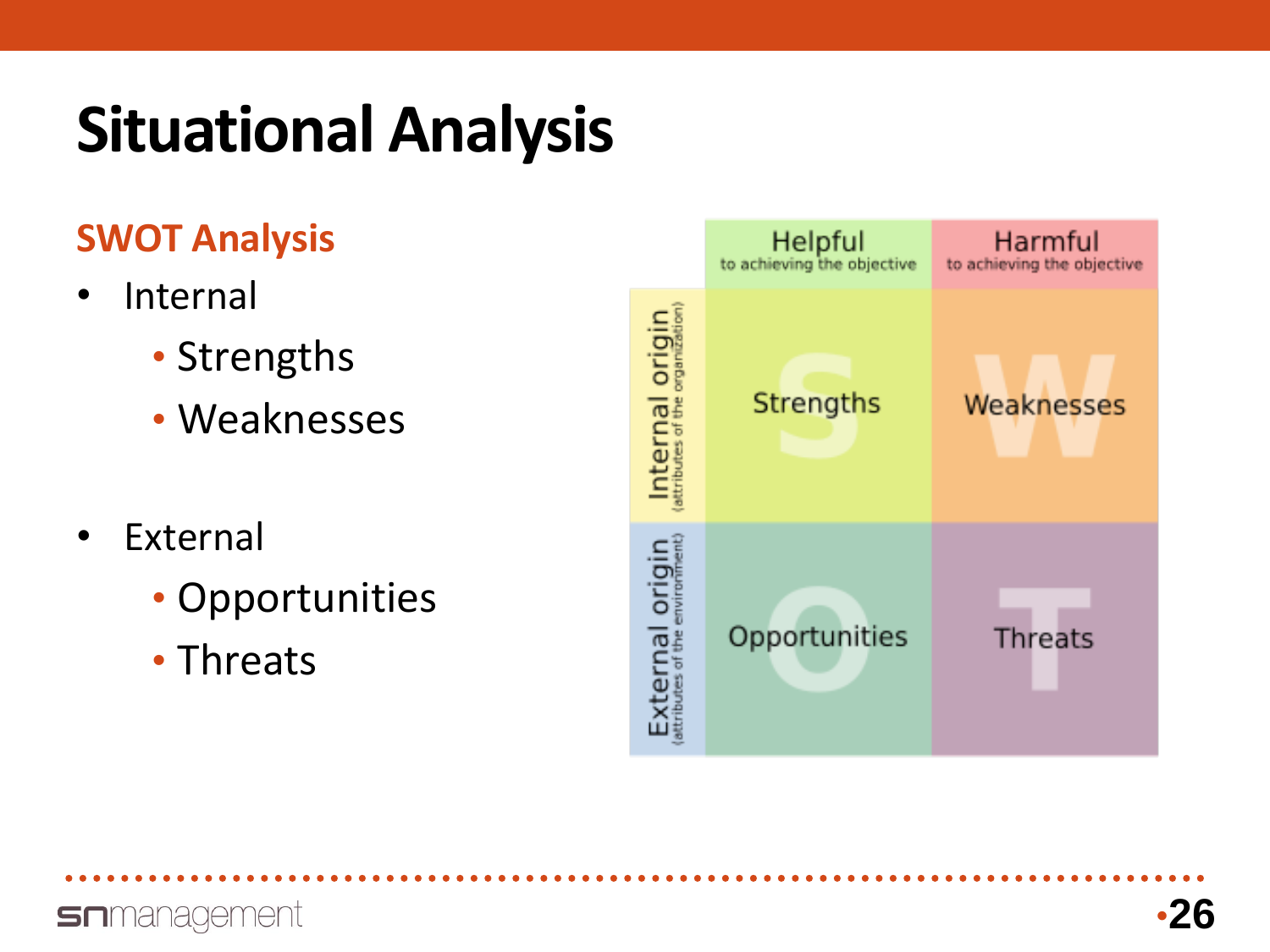# Situational Analysis

## SWOT Analysis

- Internal
  - Strengths
  - Weaknesses
- External
  - Opportunities
  - Threats

| | Helpful to achieving the objective | Harmful to achieving the objective |
|---|---|---|
| Internal origin (attributes of the organization) | Strengths | Weaknesses |
| External origin (attributes of the environment) | Opportunities | Threats |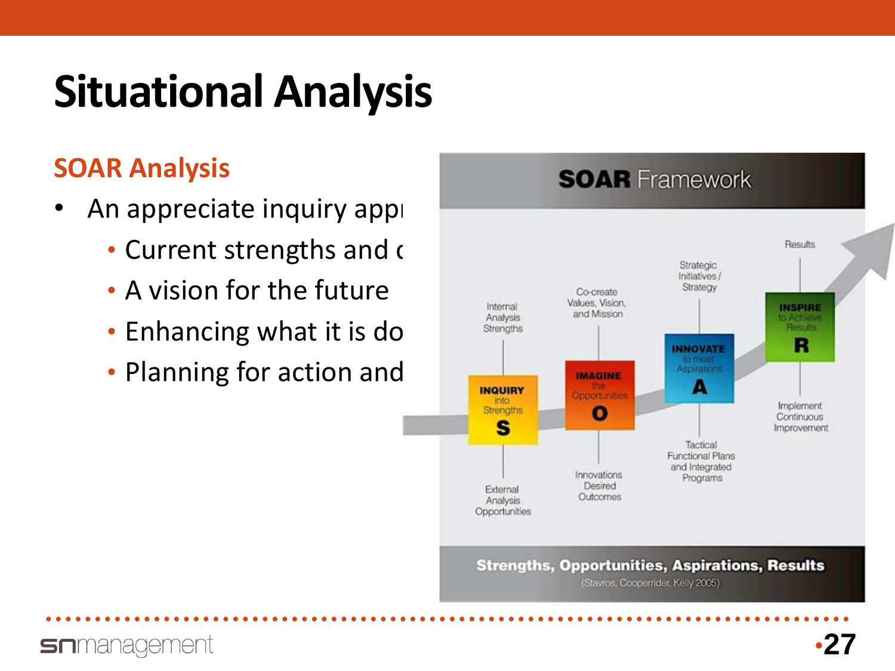# Situational Analysis

## SOAR Analysis

- An appreciate inquiry appı
  - Current strengths and (
  - A vision for the future
  - Enhancing what it is do
  - Planning for action and

**SOAR** Framework

Results

Strategic Initiatives / Strategy

Co-create Values, Vision, and Mission

Internal Analysis Strengths

**INSPIRE** to Achieve Results **R**

**INNOVATE** to meet Aspirations **A**

**IMAGINE** the Opportunities **O**

**INQUIRY** into Strengths **S**

Implement Continuous Improvement

Tactical Functional Plans and Integrated Programs

Innovations Desired Outcomes

External Analysis Opportunities

**Strengths, Opportunities, Aspirations, Results**

(Stavros, Cooperrider, Kelly 2005)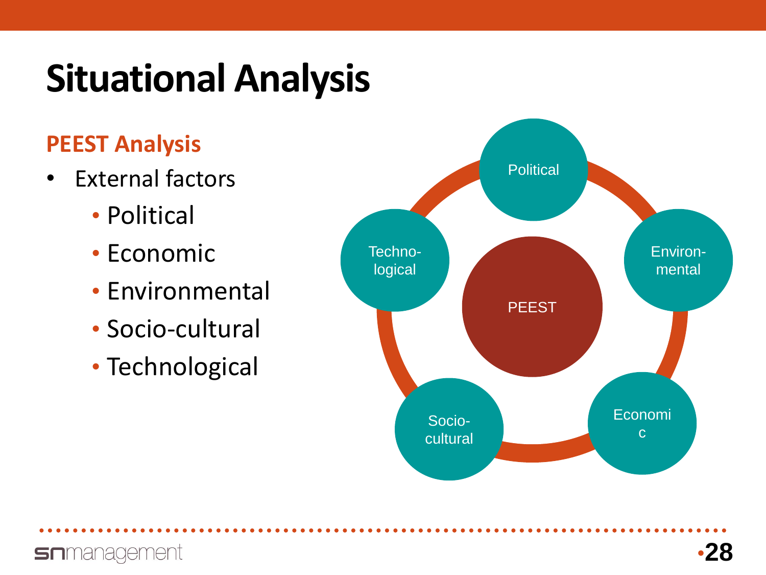# Situational Analysis

## PEEST Analysis

- External factors
  - Political
  - Economic
  - Environmental
  - Socio-cultural
  - Technological

PEEST

Political

Environ-mental

Economic

Socio-cultural

Techno-logical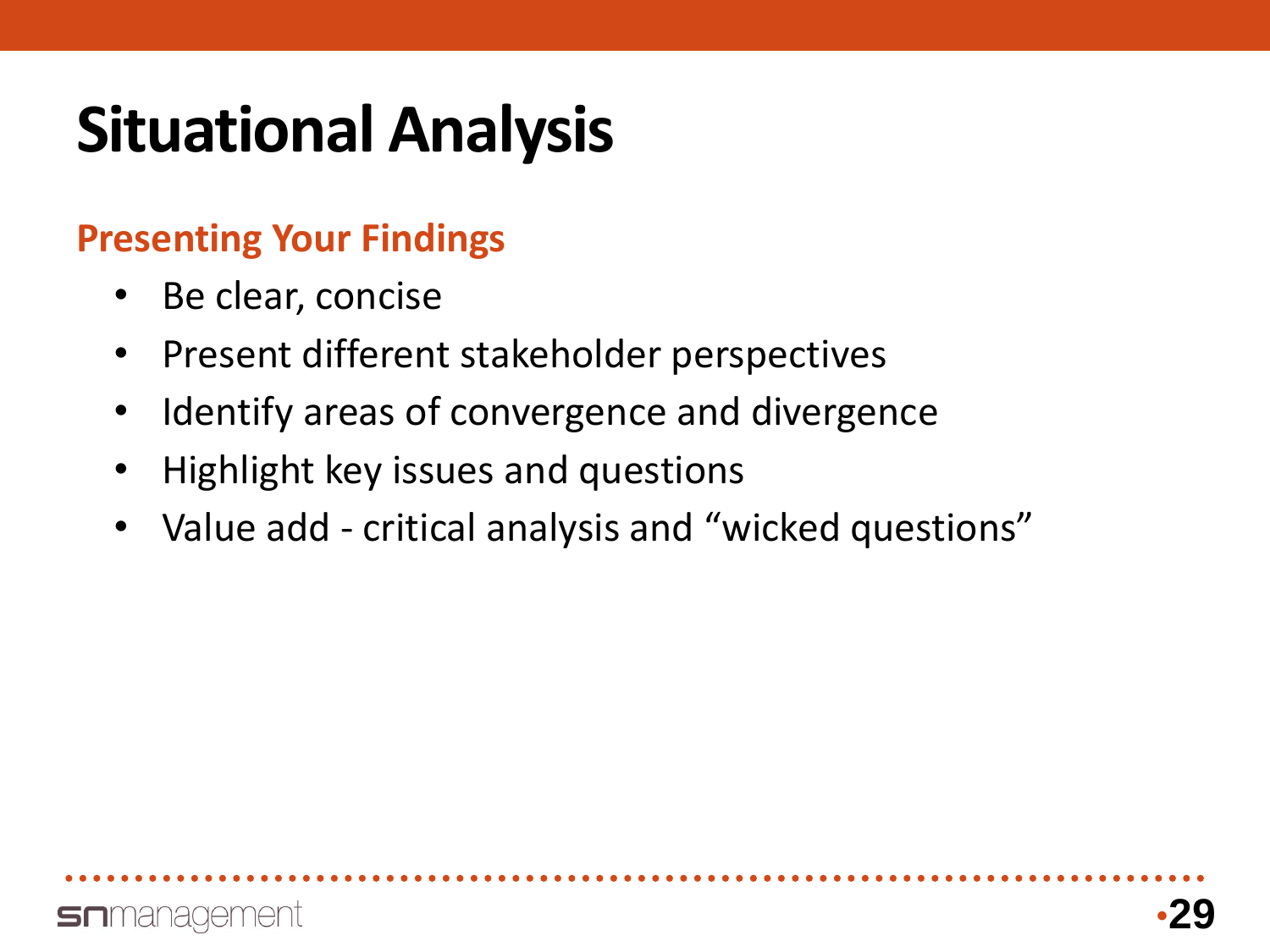# Situational Analysis

## Presenting Your Findings

- Be clear, concise
- Present different stakeholder perspectives
- Identify areas of convergence and divergence
- Highlight key issues and questions
- Value add - critical analysis and "wicked questions"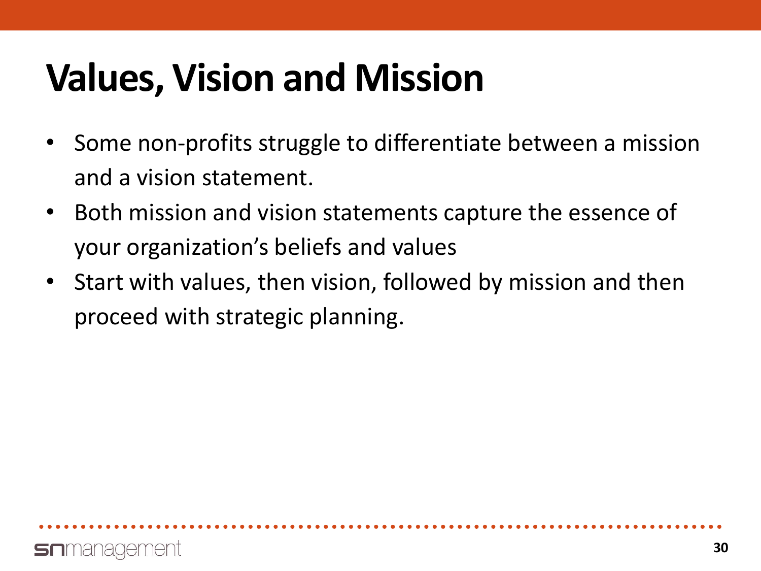# Values, Vision and Mission

- Some non-profits struggle to differentiate between a mission and a vision statement.
- Both mission and vision statements capture the essence of your organization's beliefs and values
- Start with values, then vision, followed by mission and then proceed with strategic planning.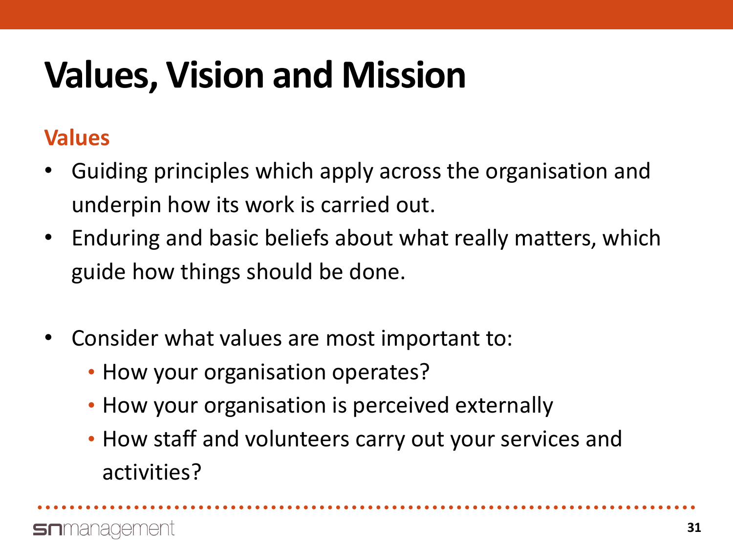# Values, Vision and Mission

## Values

- Guiding principles which apply across the organisation and underpin how its work is carried out.
- Enduring and basic beliefs about what really matters, which guide how things should be done.

- Consider what values are most important to:
  - How your organisation operates?
  - How your organisation is perceived externally
  - How staff and volunteers carry out your services and activities?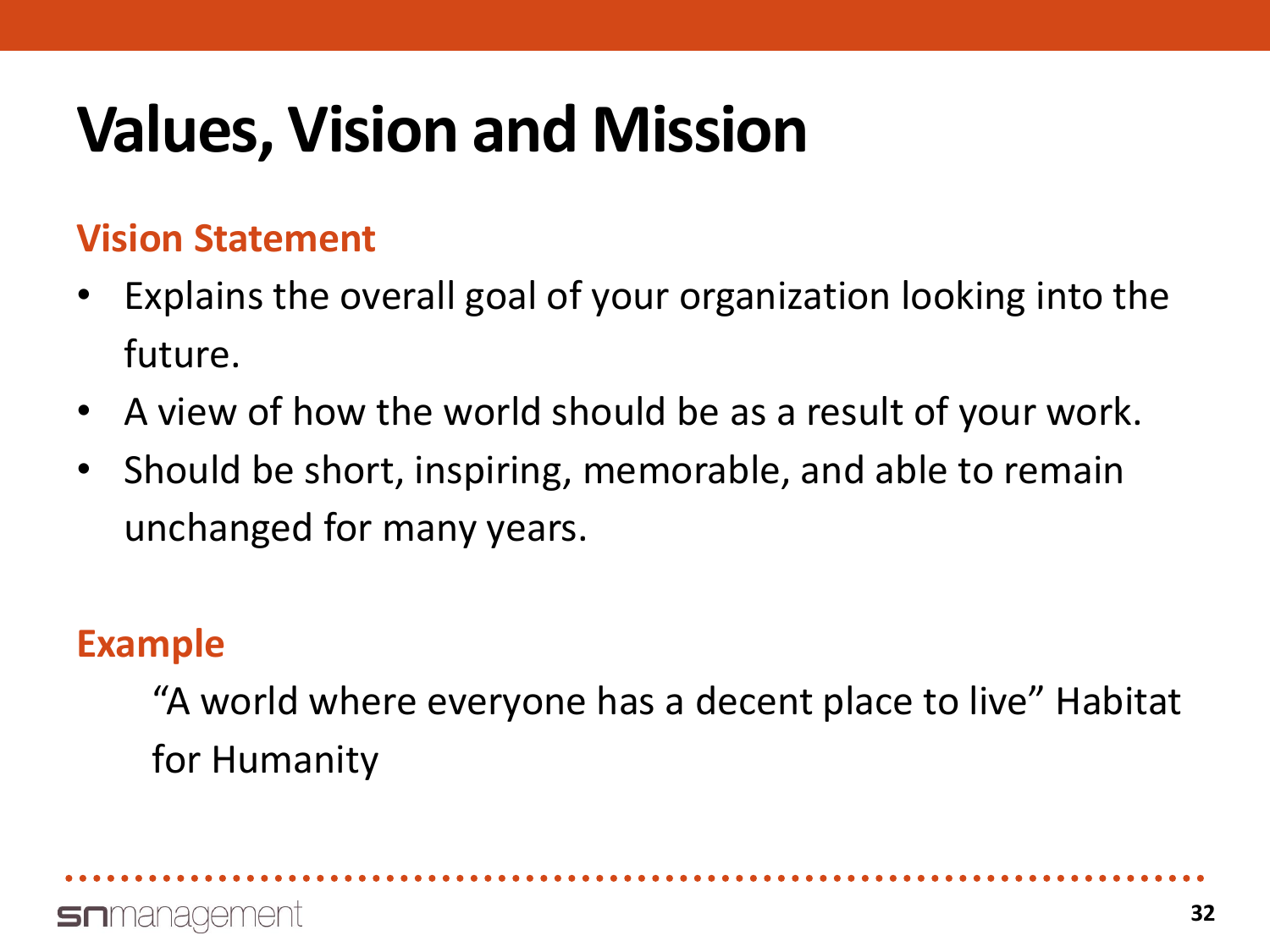# Values, Vision and Mission

## Vision Statement

- Explains the overall goal of your organization looking into the future.
- A view of how the world should be as a result of your work.
- Should be short, inspiring, memorable, and able to remain unchanged for many years.

## Example

"A world where everyone has a decent place to live" Habitat for Humanity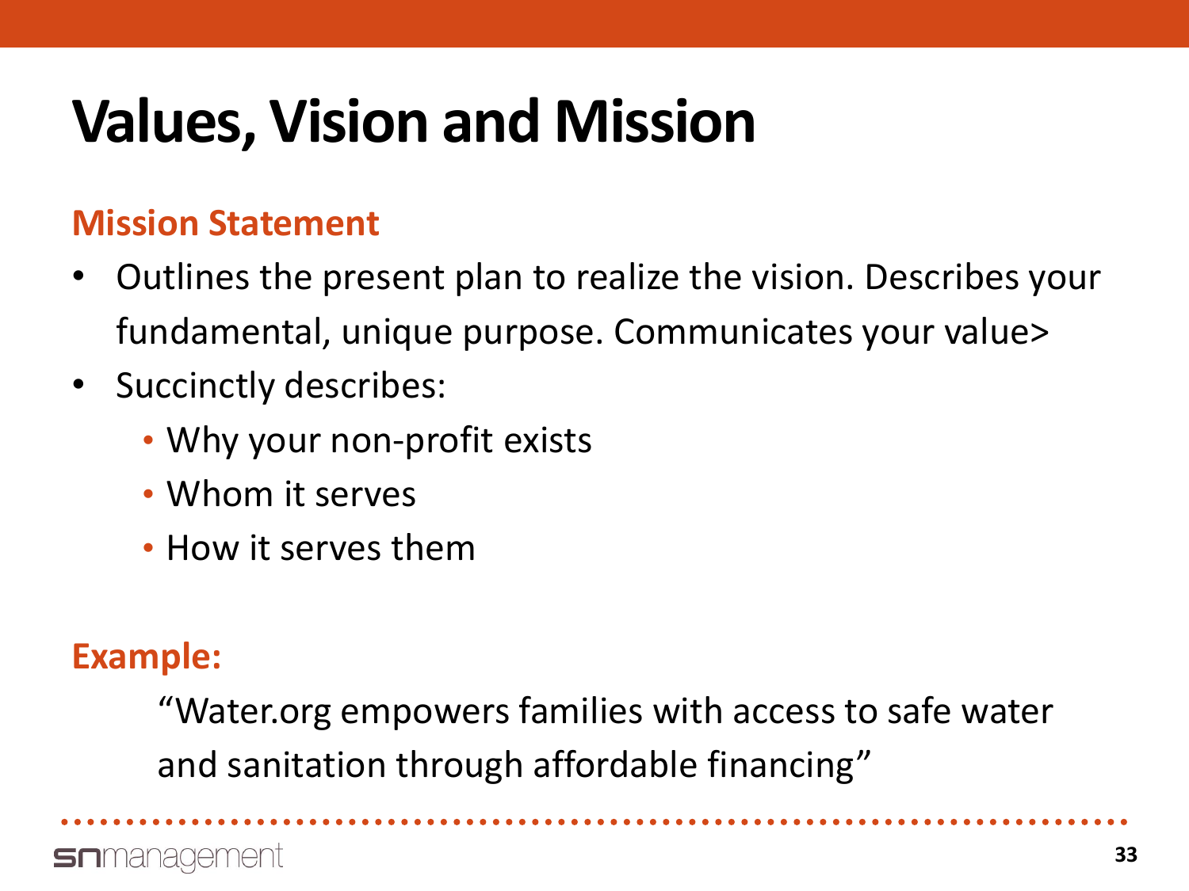# Values, Vision and Mission

## Mission Statement

- Outlines the present plan to realize the vision. Describes your fundamental, unique purpose. Communicates your value>
- Succinctly describes:
  - Why your non-profit exists
  - Whom it serves
  - How it serves them

**Example:**

> "Water.org empowers families with access to safe water and sanitation through affordable financing"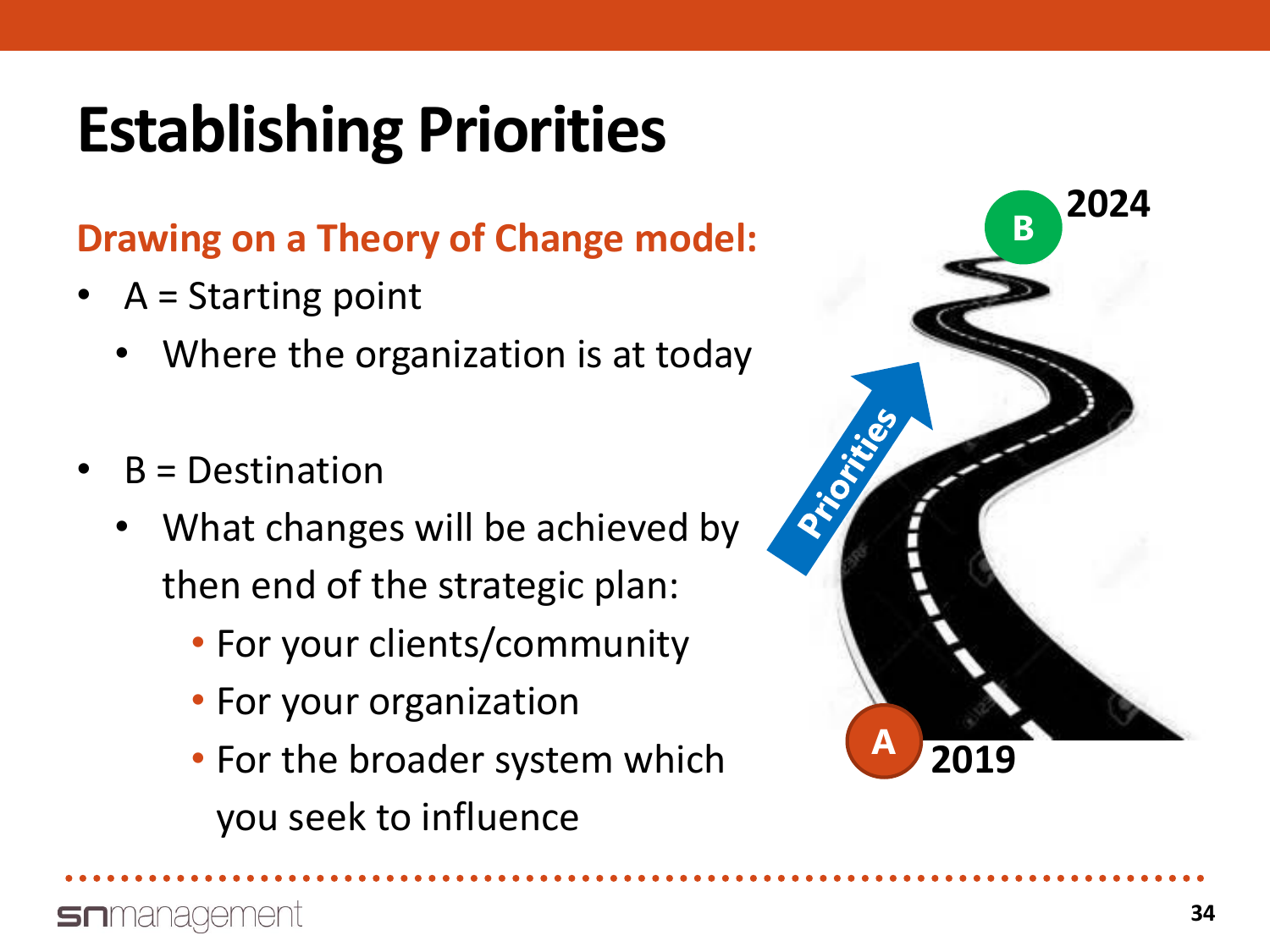# Establishing Priorities

**Drawing on a Theory of Change model:**

- A = Starting point
  - Where the organization is at today
- B = Destination
  - What changes will be achieved by then end of the strategic plan:
    - For your clients/community
    - For your organization
    - For the broader system which you seek to influence

B 2024

Priorities

A 2019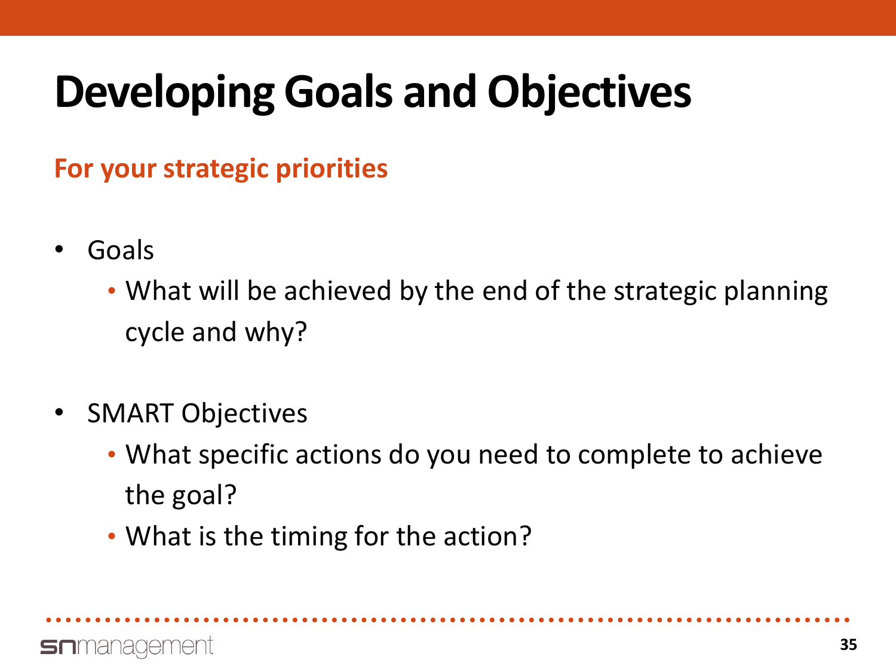# Developing Goals and Objectives

## For your strategic priorities

- Goals
  - What will be achieved by the end of the strategic planning cycle and why?

- SMART Objectives
  - What specific actions do you need to complete to achieve the goal?
  - What is the timing for the action?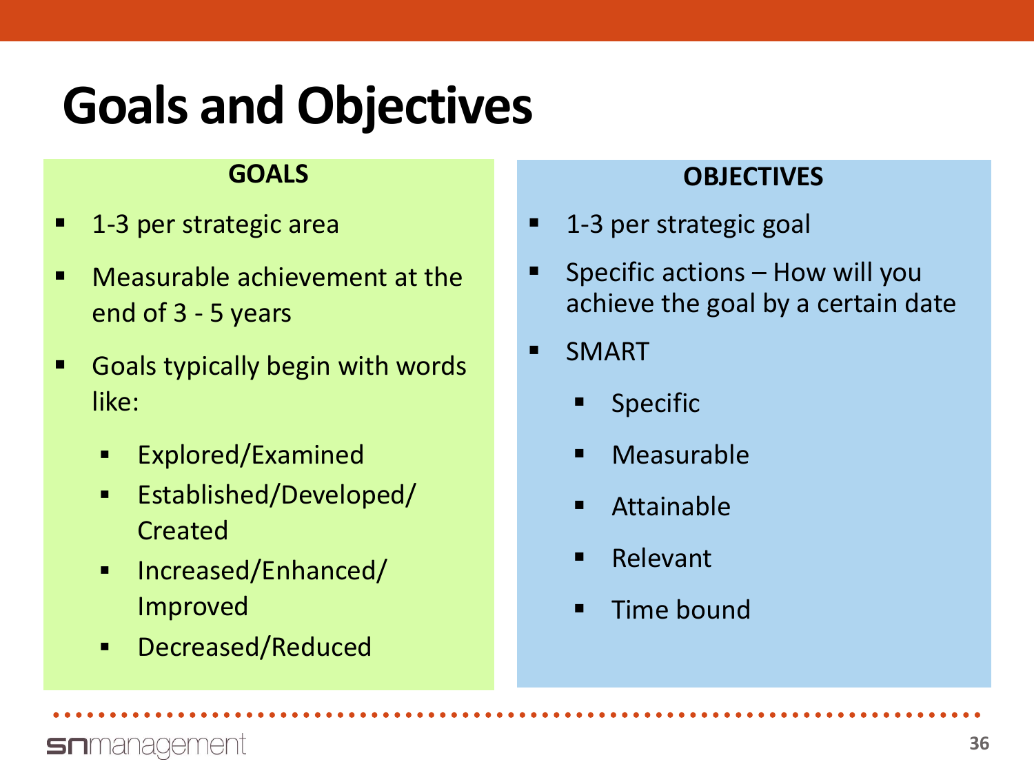# Goals and Objectives

## GOALS

- 1-3 per strategic area
- Measurable achievement at the end of 3 - 5 years
- Goals typically begin with words like:
  - Explored/Examined
  - Established/Developed/Created
  - Increased/Enhanced/Improved
  - Decreased/Reduced

## OBJECTIVES

- 1-3 per strategic goal
- Specific actions – How will you achieve the goal by a certain date
- SMART
  - Specific
  - Measurable
  - Attainable
  - Relevant
  - Time bound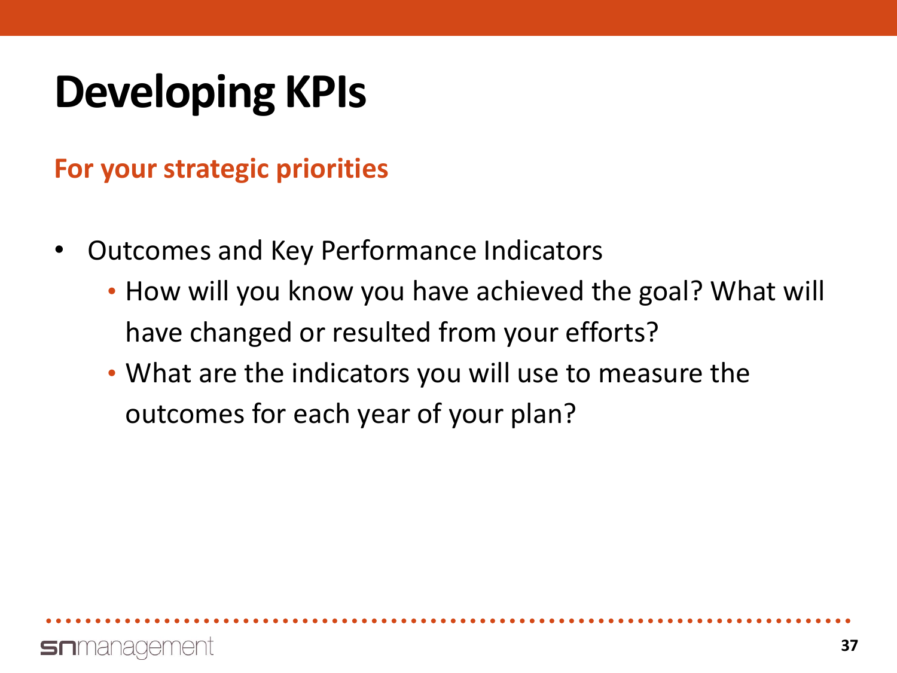# Developing KPIs

## For your strategic priorities

- Outcomes and Key Performance Indicators
  - How will you know you have achieved the goal? What will have changed or resulted from your efforts?
  - What are the indicators you will use to measure the outcomes for each year of your plan?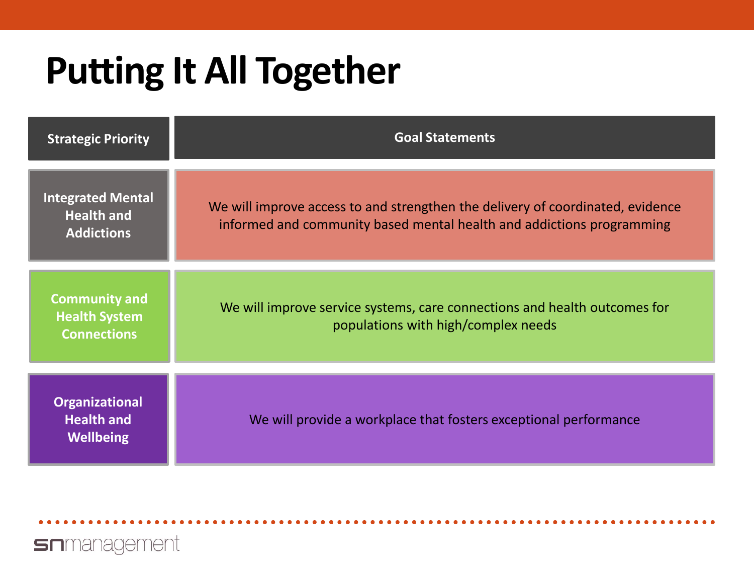# Putting It All Together

| Strategic Priority | Goal Statements |
| --- | --- |
| Integrated Mental Health and Addictions | We will improve access to and strengthen the delivery of coordinated, evidence informed and community based mental health and addictions programming |
| Community and Health System Connections | We will improve service systems, care connections and health outcomes for populations with high/complex needs |
| Organizational Health and Wellbeing | We will provide a workplace that fosters exceptional performance |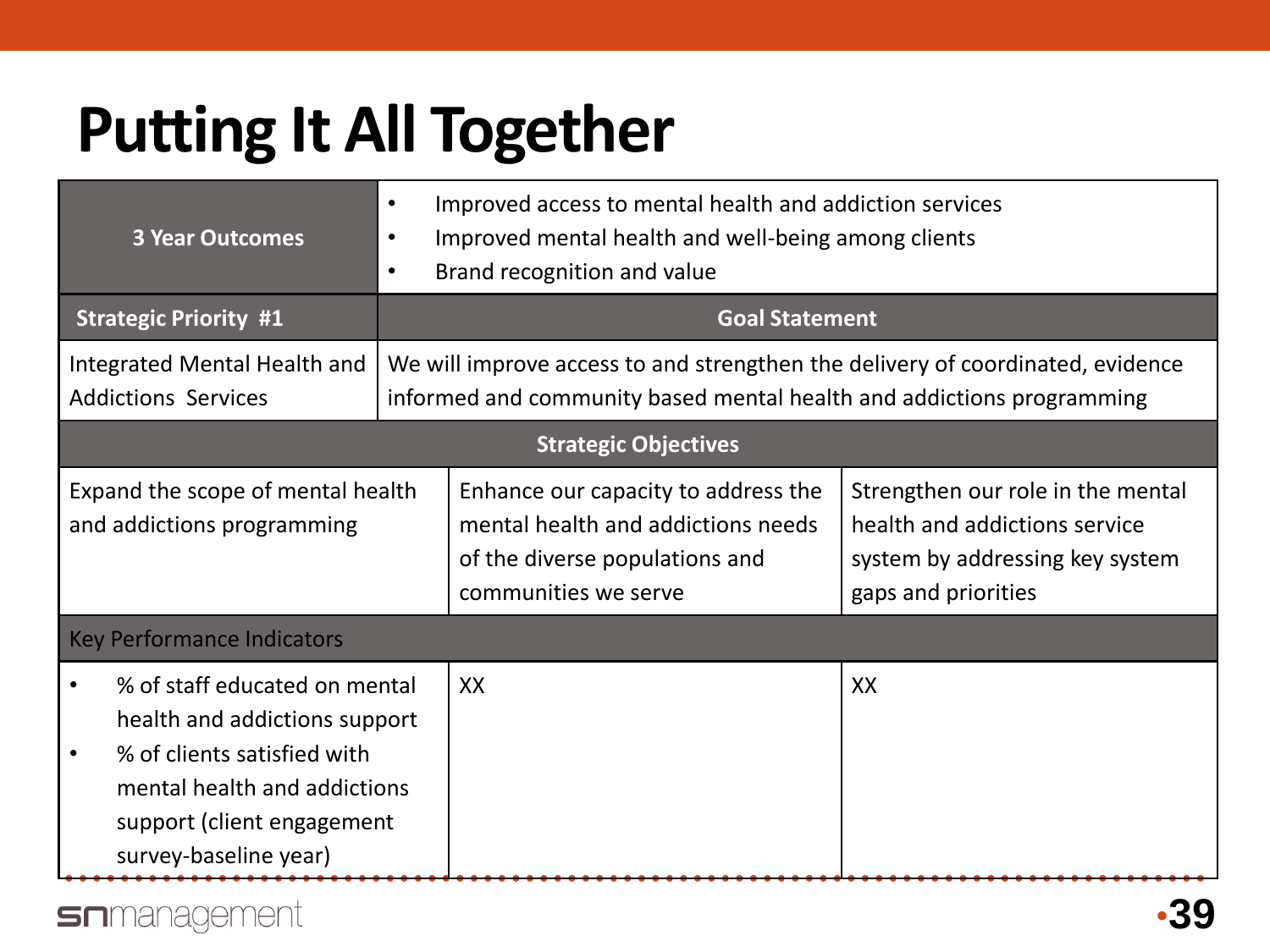# Putting It All Together

| 3 Year Outcomes | • Improved access to mental health and addiction services<br>• Improved mental health and well-being among clients<br>• Brand recognition and value | |
|---|---|---|
| **Strategic Priority #1** | **Goal Statement** | |
| Integrated Mental Health and Addictions Services | We will improve access to and strengthen the delivery of coordinated, evidence informed and community based mental health and addictions programming | |
| **Strategic Objectives** | | |
| Expand the scope of mental health and addictions programming | Enhance our capacity to address the mental health and addictions needs of the diverse populations and communities we serve | Strengthen our role in the mental health and addictions service system by addressing key system gaps and priorities |
| Key Performance Indicators | | |
| • % of staff educated on mental health and addictions support<br>• % of clients satisfied with mental health and addictions support (client engagement survey-baseline year) | XX | XX |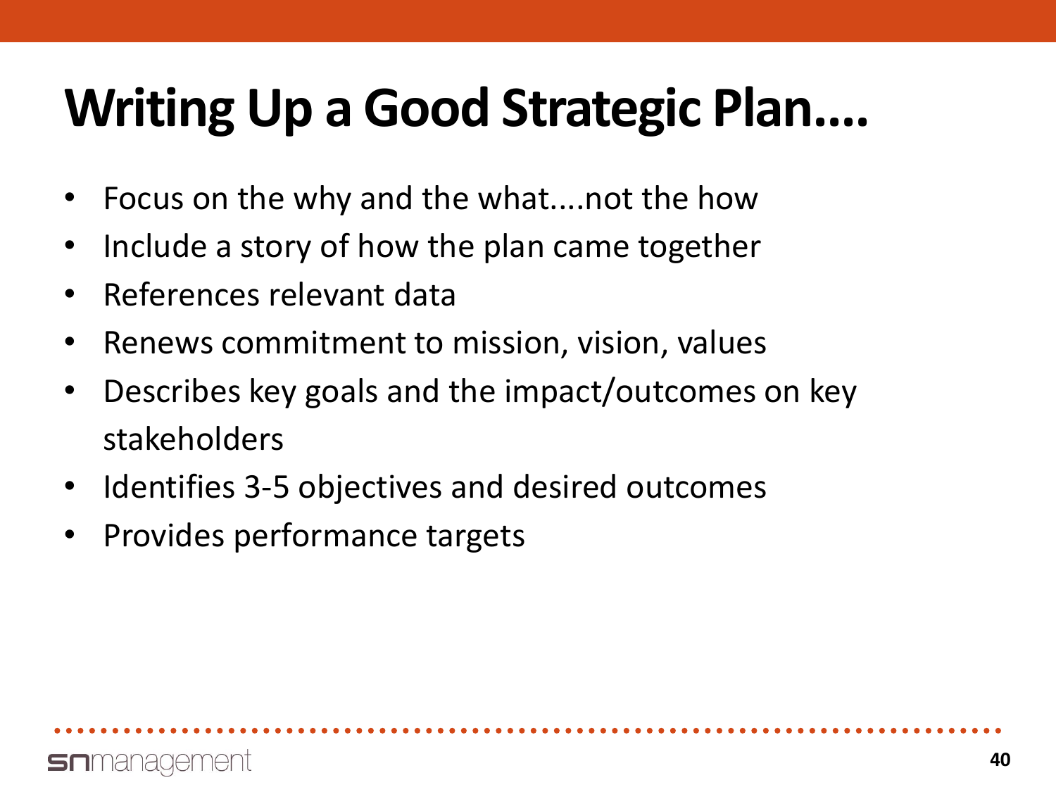# Writing Up a Good Strategic Plan....

- Focus on the why and the what....not the how
- Include a story of how the plan came together
- References relevant data
- Renews commitment to mission, vision, values
- Describes key goals and the impact/outcomes on key stakeholders
- Identifies 3-5 objectives and desired outcomes
- Provides performance targets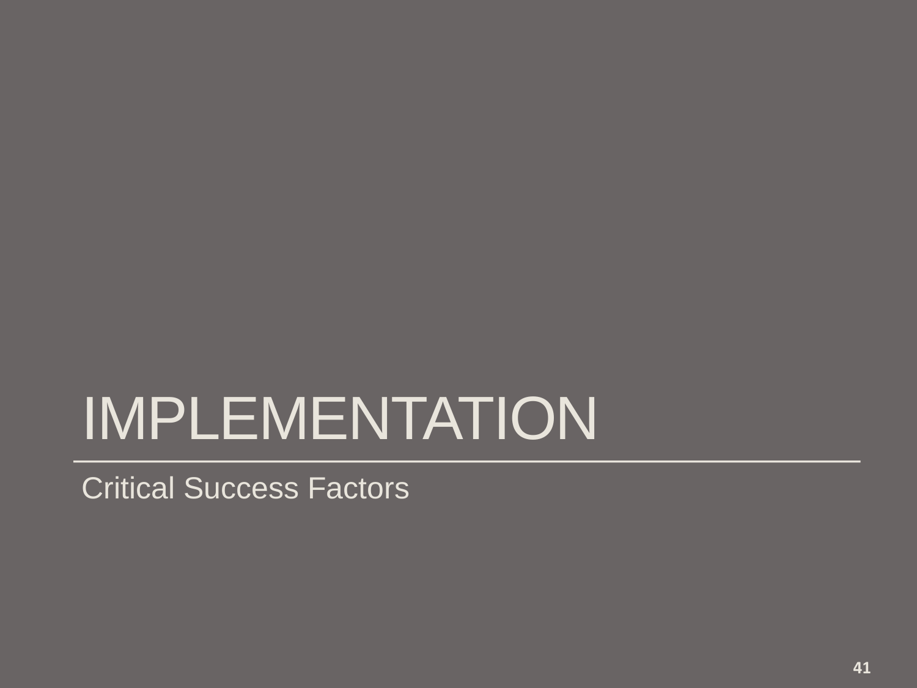# IMPLEMENTATION

Critical Success Factors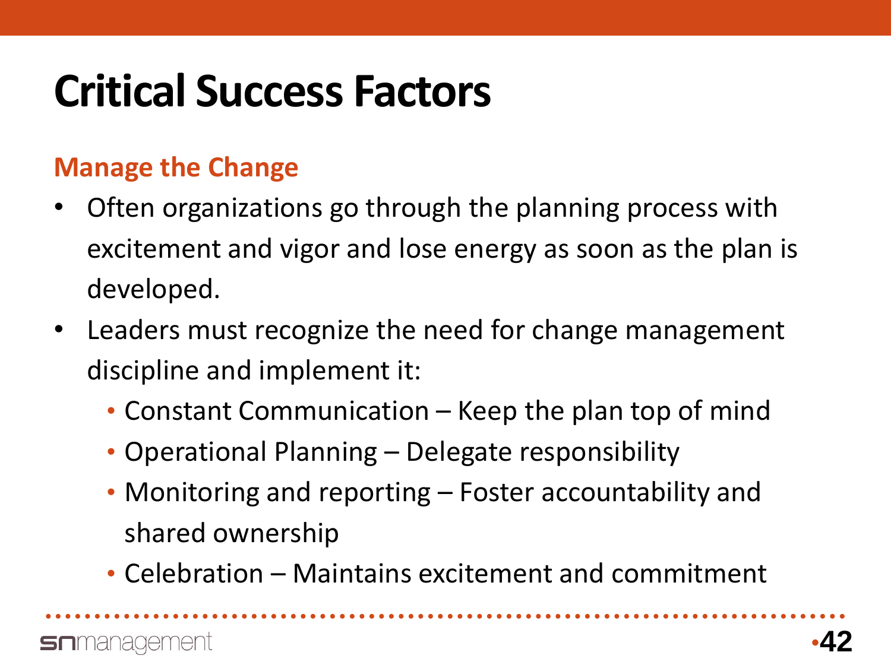# Critical Success Factors

## Manage the Change

- Often organizations go through the planning process with excitement and vigor and lose energy as soon as the plan is developed.
- Leaders must recognize the need for change management discipline and implement it:
  - Constant Communication – Keep the plan top of mind
  - Operational Planning – Delegate responsibility
  - Monitoring and reporting – Foster accountability and shared ownership
  - Celebration – Maintains excitement and commitment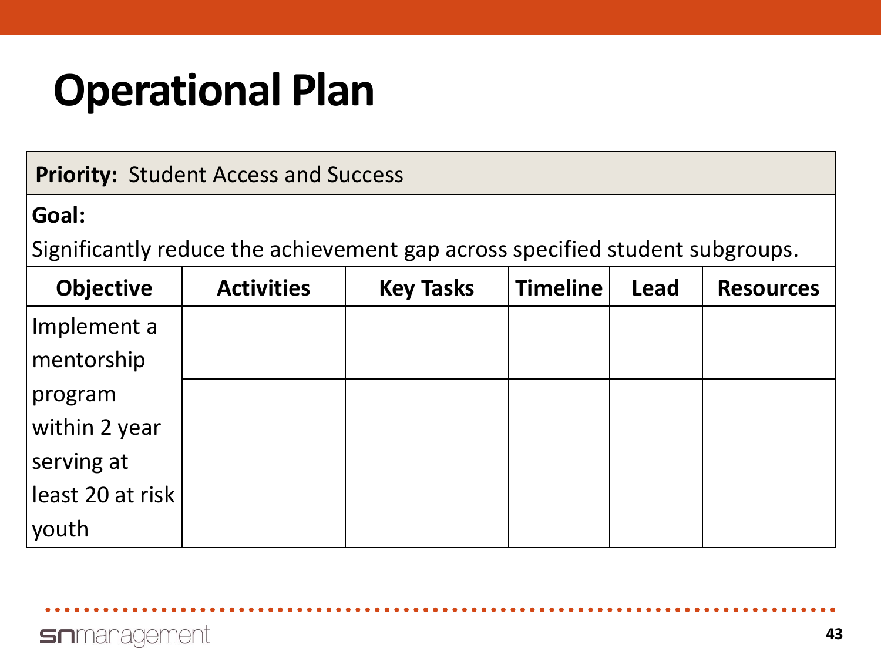# Operational Plan

| **Priority:** Student Access and Success | | | | | |
|---|---|---|---|---|---|
| **Goal:** Significantly reduce the achievement gap across specified student subgroups. | | | | | |
| **Objective** | **Activities** | **Key Tasks** | **Timeline** | **Lead** | **Resources** |
| Implement a mentorship program within 2 year serving at least 20 at risk youth | | | | | |
| | | | | | |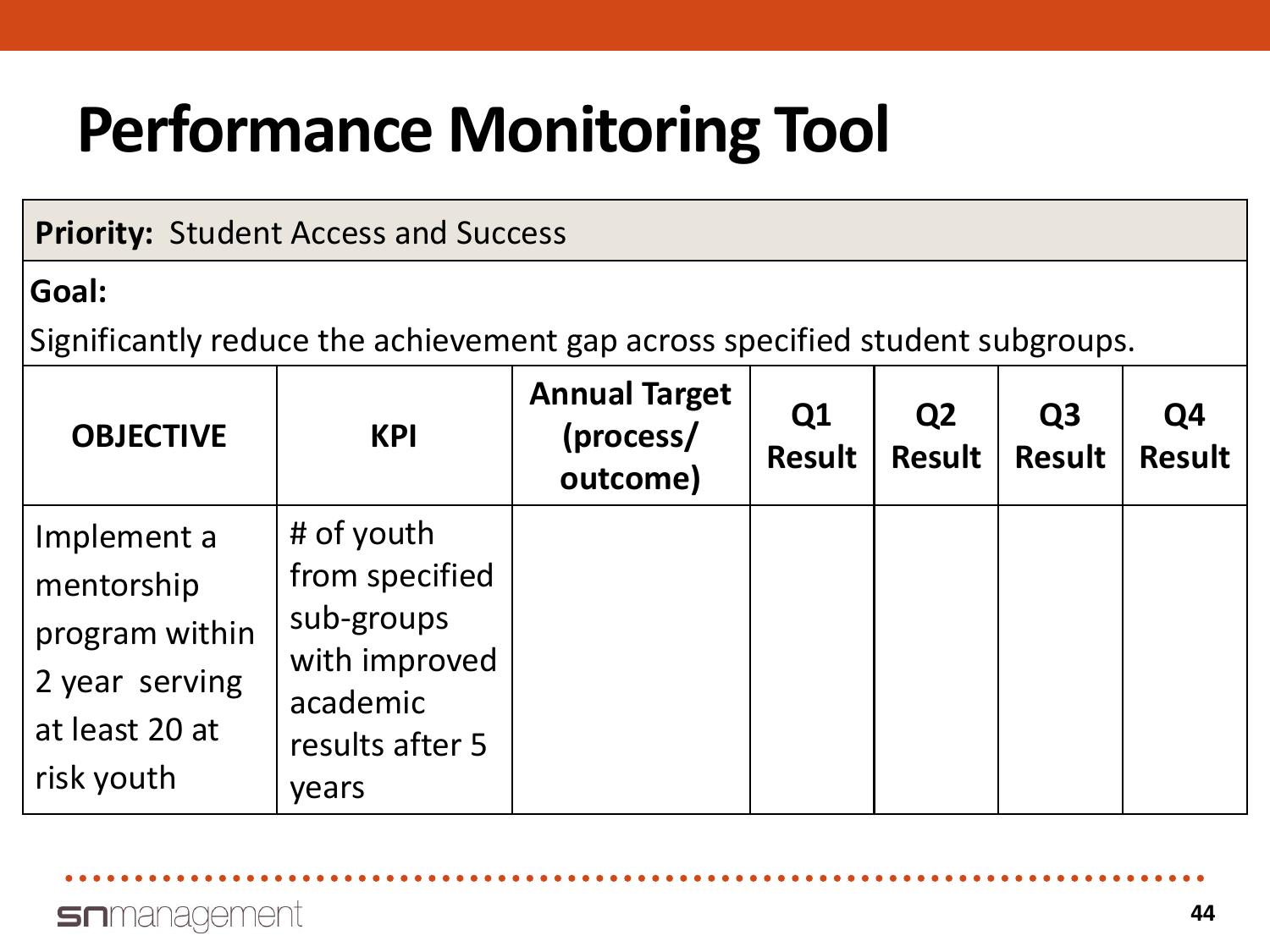# Performance Monitoring Tool

**Priority:** Student Access and Success

**Goal:**

Significantly reduce the achievement gap across specified student subgroups.

| OBJECTIVE | KPI | Annual Target (process/ outcome) | Q1 Result | Q2 Result | Q3 Result | Q4 Result |
|---|---|---|---|---|---|---|
| Implement a mentorship program within 2 year serving at least 20 at risk youth | # of youth from specified sub-groups with improved academic results after 5 years | | | | | |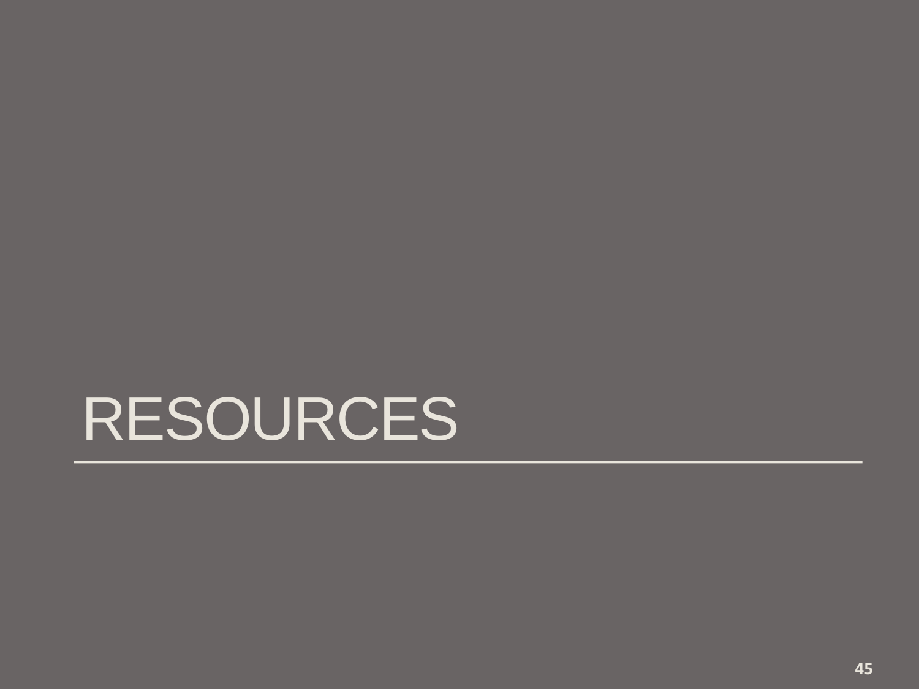# RESOURCES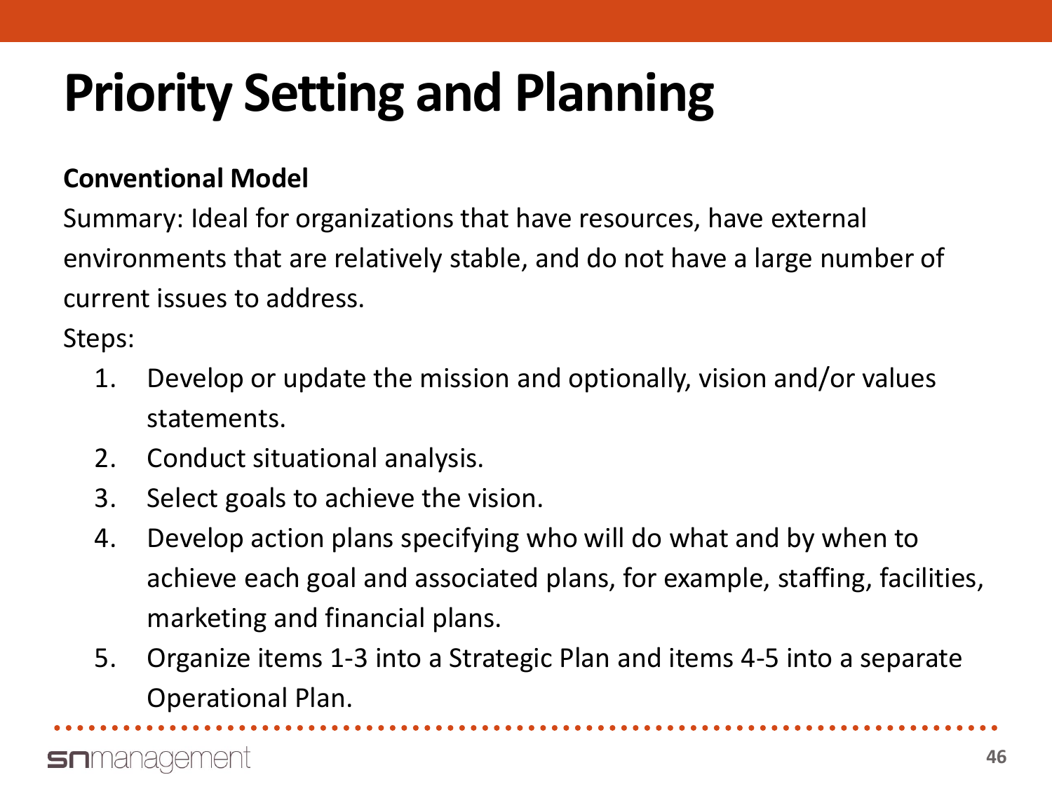# Priority Setting and Planning

**Conventional Model**

Summary: Ideal for organizations that have resources, have external environments that are relatively stable, and do not have a large number of current issues to address.

Steps:

1. Develop or update the mission and optionally, vision and/or values statements.
2. Conduct situational analysis.
3. Select goals to achieve the vision.
4. Develop action plans specifying who will do what and by when to achieve each goal and associated plans, for example, staffing, facilities, marketing and financial plans.
5. Organize items 1-3 into a Strategic Plan and items 4-5 into a separate Operational Plan.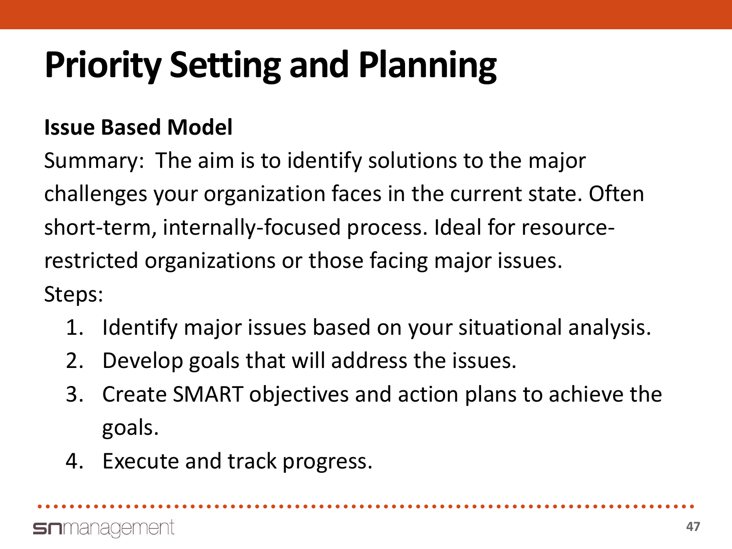# Priority Setting and Planning

**Issue Based Model**

Summary: The aim is to identify solutions to the major challenges your organization faces in the current state. Often short-term, internally-focused process. Ideal for resource-restricted organizations or those facing major issues.

Steps:

1. Identify major issues based on your situational analysis.
2. Develop goals that will address the issues.
3. Create SMART objectives and action plans to achieve the goals.
4. Execute and track progress.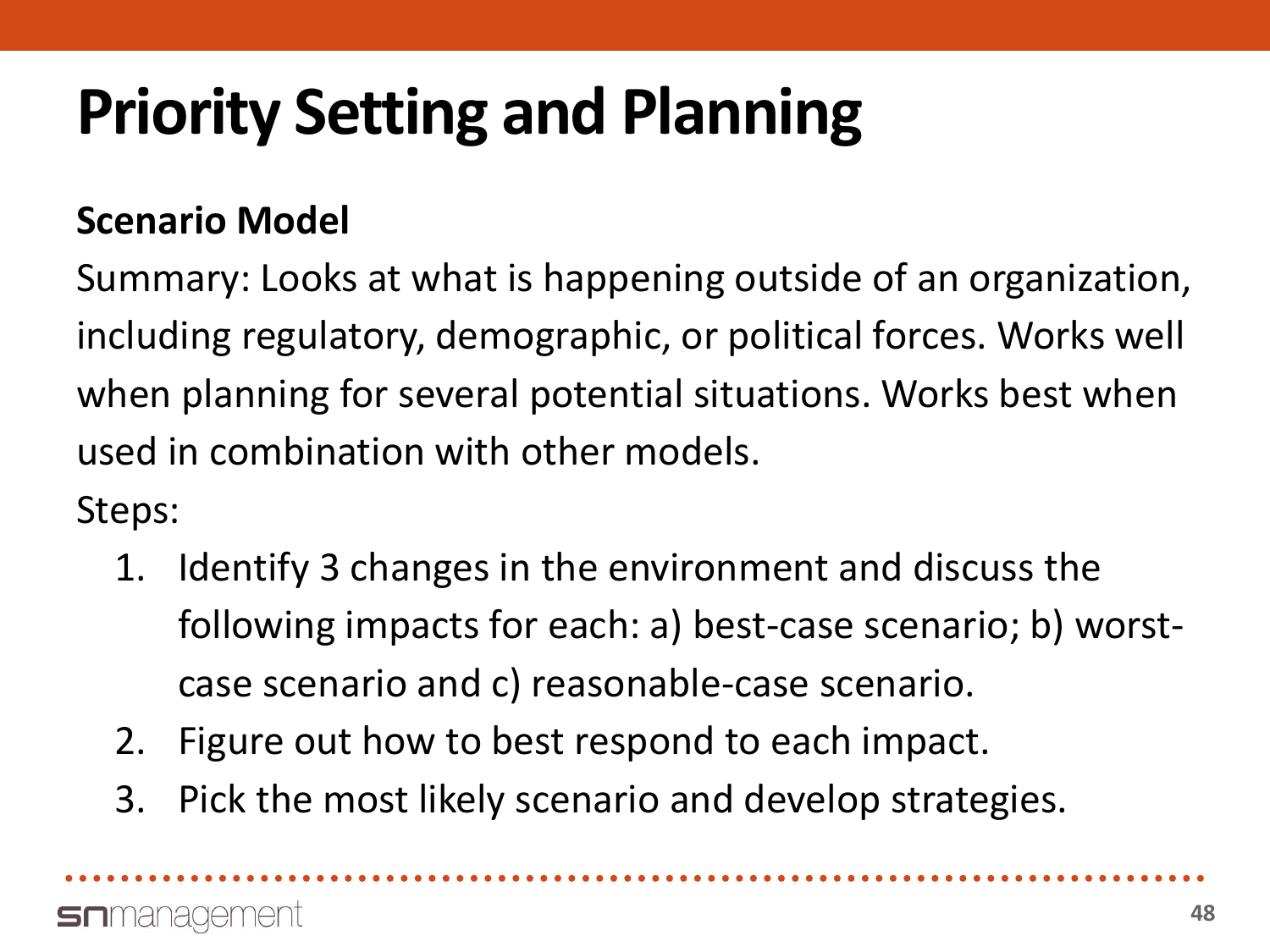# Priority Setting and Planning

**Scenario Model**

Summary: Looks at what is happening outside of an organization, including regulatory, demographic, or political forces. Works well when planning for several potential situations. Works best when used in combination with other models.

Steps:

1. Identify 3 changes in the environment and discuss the following impacts for each: a) best-case scenario; b) worst-case scenario and c) reasonable-case scenario.
2. Figure out how to best respond to each impact.
3. Pick the most likely scenario and develop strategies.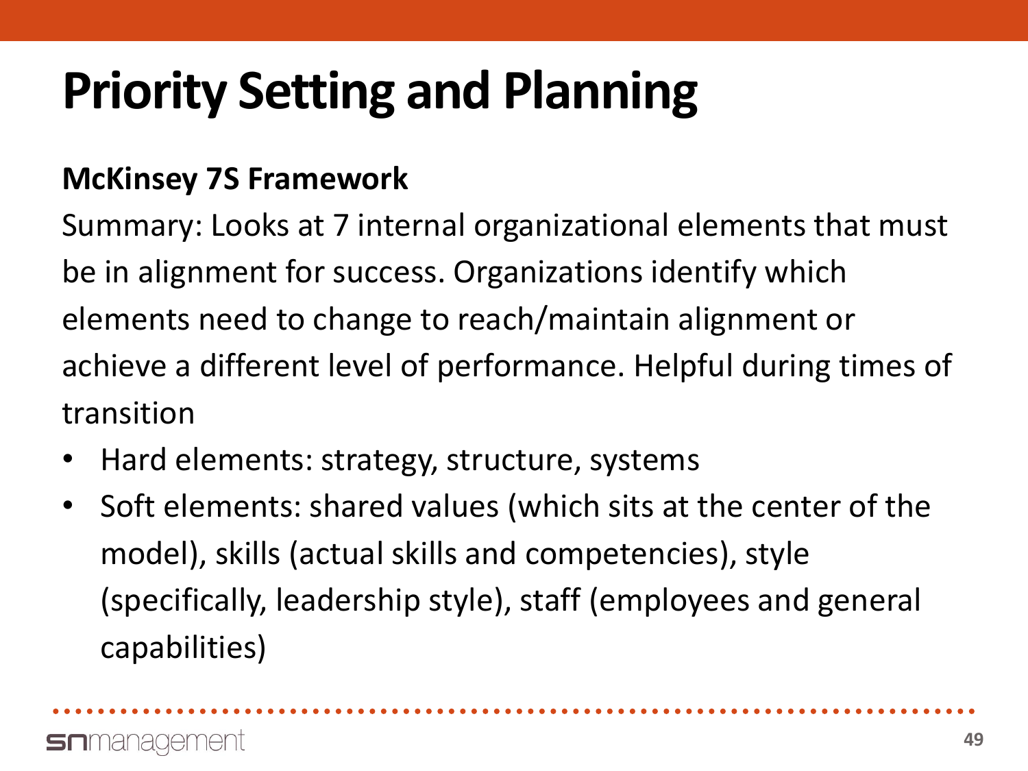# Priority Setting and Planning

**McKinsey 7S Framework**

Summary: Looks at 7 internal organizational elements that must be in alignment for success. Organizations identify which elements need to change to reach/maintain alignment or achieve a different level of performance. Helpful during times of transition

- Hard elements: strategy, structure, systems
- Soft elements: shared values (which sits at the center of the model), skills (actual skills and competencies), style (specifically, leadership style), staff (employees and general capabilities)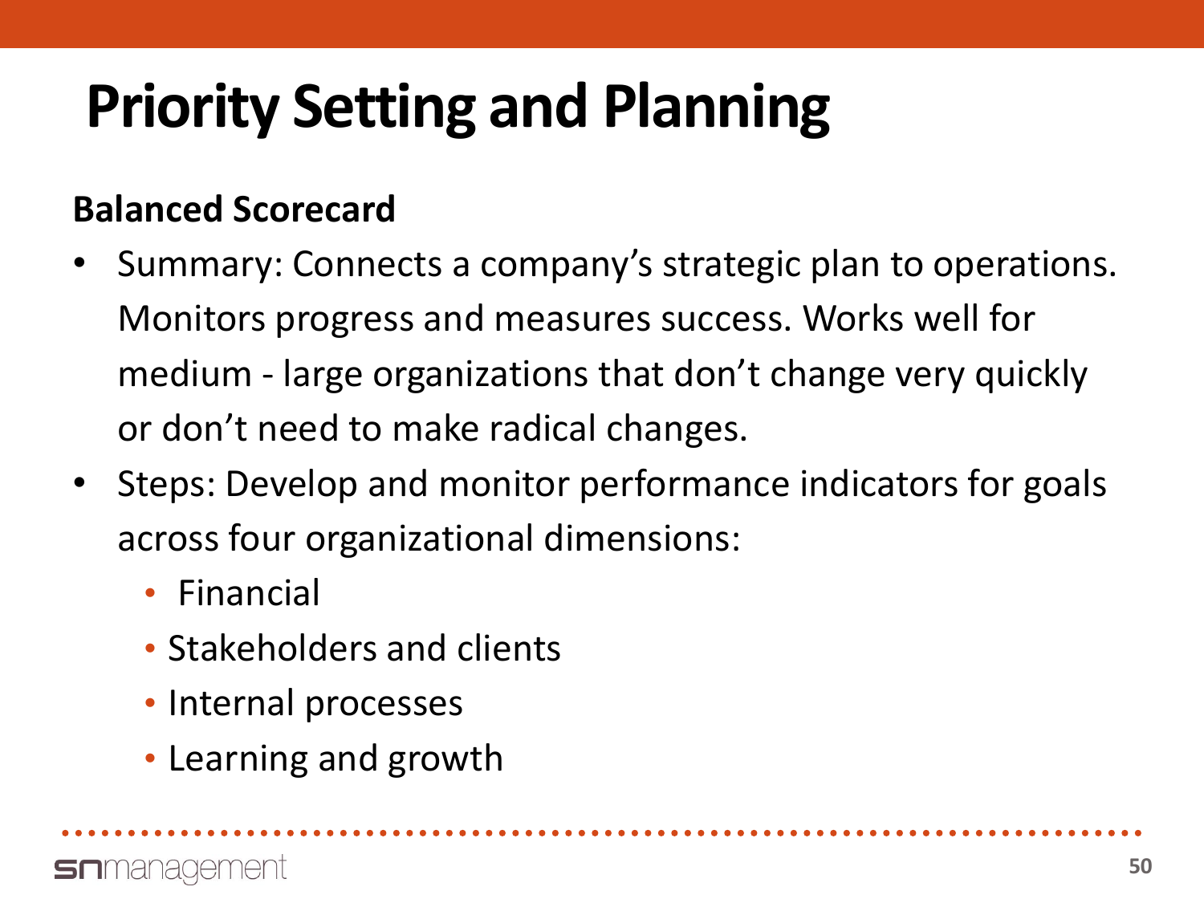# Priority Setting and Planning

**Balanced Scorecard**

- Summary: Connects a company's strategic plan to operations. Monitors progress and measures success. Works well for medium - large organizations that don't change very quickly or don't need to make radical changes.
- Steps: Develop and monitor performance indicators for goals across four organizational dimensions:
  - Financial
  - Stakeholders and clients
  - Internal processes
  - Learning and growth